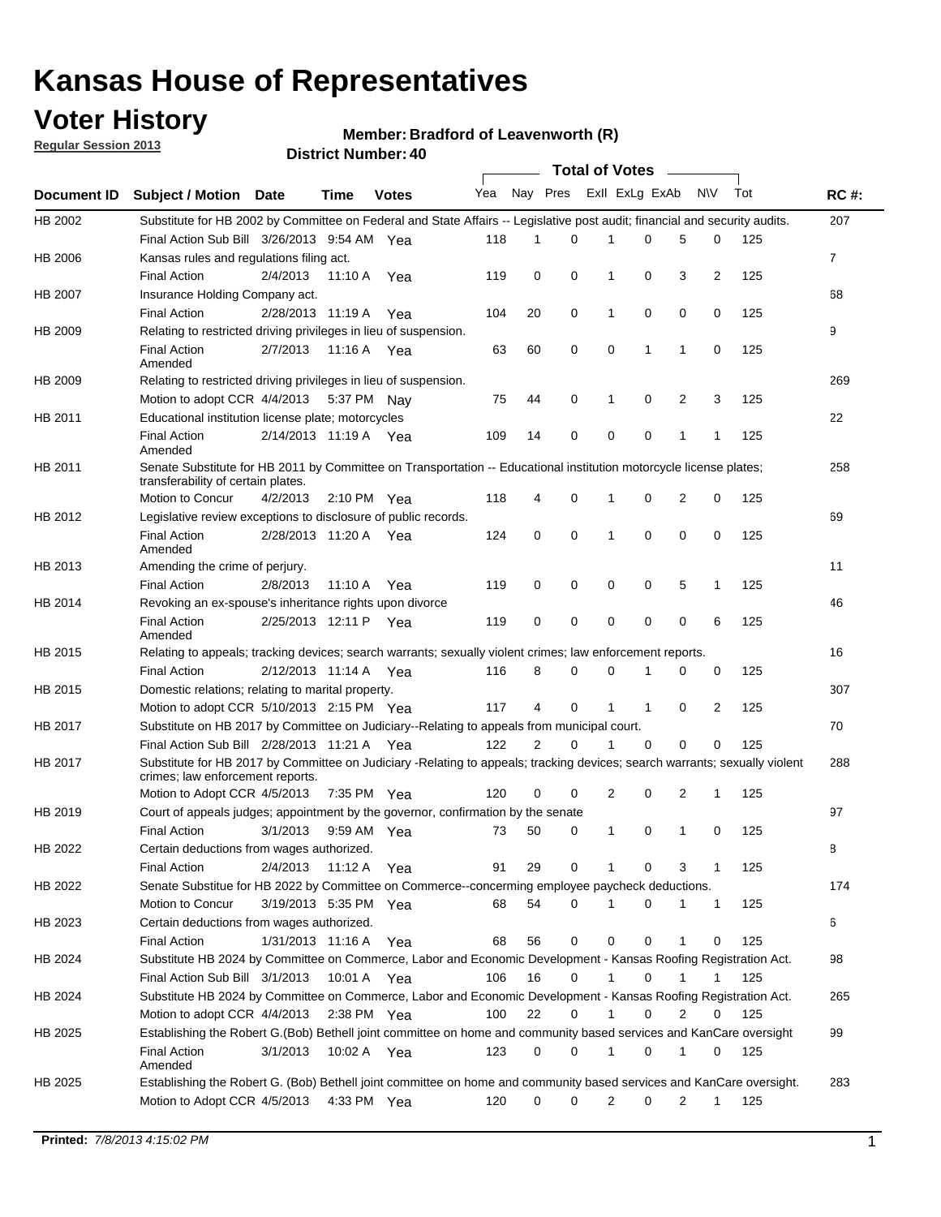# Kansas House of Representatives

## Voter History

**Regular Session 2013**

**Member: Bradford of Leavenworth (R)**

**District Number: 40**

| Document ID | Subject / Motion | Date | Time | Votes | Yea | Nay | Pres | ExII | ExLg | ExAb | N\V | Tot | RC #: |
|---|---|---|---|---|---|---|---|---|---|---|---|---|---|
| HB 2002 | Substitute for HB 2002 by Committee on Federal and State Affairs -- Legislative post audit; financial and security audits. | | | | | | | | | | | | 207 |
| | Final Action Sub Bill | 3/26/2013 | 9:54 AM | Yea | 118 | 1 | 0 | 1 | 0 | 5 | 0 | 125 | |
| HB 2006 | Kansas rules and regulations filing act. | | | | | | | | | | | | 7 |
| | Final Action | 2/4/2013 | 11:10 A | Yea | 119 | 0 | 0 | 1 | 0 | 3 | 2 | 125 | |
| HB 2007 | Insurance Holding Company act. | | | | | | | | | | | | 68 |
| | Final Action | 2/28/2013 | 11:19 A | Yea | 104 | 20 | 0 | 1 | 0 | 0 | 0 | 125 | |
| HB 2009 | Relating to restricted driving privileges in lieu of suspension. | | | | | | | | | | | | 9 |
| | Final Action Amended | 2/7/2013 | 11:16 A | Yea | 63 | 60 | 0 | 0 | 1 | 1 | 0 | 125 | |
| HB 2009 | Relating to restricted driving privileges in lieu of suspension. | | | | | | | | | | | | 269 |
| | Motion to adopt CCR | 4/4/2013 | 5:37 PM | Nay | 75 | 44 | 0 | 1 | 0 | 2 | 3 | 125 | |
| HB 2011 | Educational institution license plate; motorcycles | | | | | | | | | | | | 22 |
| | Final Action Amended | 2/14/2013 | 11:19 A | Yea | 109 | 14 | 0 | 0 | 0 | 1 | 1 | 125 | |
| HB 2011 | Senate Substitute for HB 2011 by Committee on Transportation -- Educational institution motorcycle license plates; transferability of certain plates. | | | | | | | | | | | | 258 |
| | Motion to Concur | 4/2/2013 | 2:10 PM | Yea | 118 | 4 | 0 | 1 | 0 | 2 | 0 | 125 | |
| HB 2012 | Legislative review exceptions to disclosure of public records. | | | | | | | | | | | | 69 |
| | Final Action Amended | 2/28/2013 | 11:20 A | Yea | 124 | 0 | 0 | 1 | 0 | 0 | 0 | 125 | |
| HB 2013 | Amending the crime of perjury. | | | | | | | | | | | | 11 |
| | Final Action | 2/8/2013 | 11:10 A | Yea | 119 | 0 | 0 | 0 | 0 | 5 | 1 | 125 | |
| HB 2014 | Revoking an ex-spouse's inheritance rights upon divorce | | | | | | | | | | | | 46 |
| | Final Action Amended | 2/25/2013 | 12:11 P | Yea | 119 | 0 | 0 | 0 | 0 | 0 | 6 | 125 | |
| HB 2015 | Relating to appeals; tracking devices; search warrants; sexually violent crimes; law enforcement reports. | | | | | | | | | | | | 16 |
| | Final Action | 2/12/2013 | 11:14 A | Yea | 116 | 8 | 0 | 0 | 1 | 0 | 0 | 125 | |
| HB 2015 | Domestic relations; relating to marital property. | | | | | | | | | | | | 307 |
| | Motion to adopt CCR | 5/10/2013 | 2:15 PM | Yea | 117 | 4 | 0 | 1 | 1 | 0 | 2 | 125 | |
| HB 2017 | Substitute on HB 2017 by Committee on Judiciary--Relating to appeals from municipal court. | | | | | | | | | | | | 70 |
| | Final Action Sub Bill | 2/28/2013 | 11:21 A | Yea | 122 | 2 | 0 | 1 | 0 | 0 | 0 | 125 | |
| HB 2017 | Substitute for HB 2017 by Committee on Judiciary -Relating to appeals; tracking devices; search warrants; sexually violent crimes; law enforcement reports. | | | | | | | | | | | | 288 |
| | Motion to Adopt CCR | 4/5/2013 | 7:35 PM | Yea | 120 | 0 | 0 | 2 | 0 | 2 | 1 | 125 | |
| HB 2019 | Court of appeals judges; appointment by the governor, confirmation by the senate | | | | | | | | | | | | 97 |
| | Final Action | 3/1/2013 | 9:59 AM | Yea | 73 | 50 | 0 | 1 | 0 | 1 | 0 | 125 | |
| HB 2022 | Certain deductions from wages authorized. | | | | | | | | | | | | 8 |
| | Final Action | 2/4/2013 | 11:12 A | Yea | 91 | 29 | 0 | 1 | 0 | 3 | 1 | 125 | |
| HB 2022 | Senate Substitue for HB 2022 by Committee on Commerce--concerning employee paycheck deductions. | | | | | | | | | | | | 174 |
| | Motion to Concur | 3/19/2013 | 5:35 PM | Yea | 68 | 54 | 0 | 1 | 0 | 1 | 1 | 125 | |
| HB 2023 | Certain deductions from wages authorized. | | | | | | | | | | | | 6 |
| | Final Action | 1/31/2013 | 11:16 A | Yea | 68 | 56 | 0 | 0 | 0 | 1 | 0 | 125 | |
| HB 2024 | Substitute HB 2024 by Committee on Commerce, Labor and Economic Development - Kansas Roofing Registration Act. | | | | | | | | | | | | 98 |
| | Final Action Sub Bill | 3/1/2013 | 10:01 A | Yea | 106 | 16 | 0 | 1 | 0 | 1 | 1 | 125 | |
| HB 2024 | Substitute HB 2024 by Committee on Commerce, Labor and Economic Development - Kansas Roofing Registration Act. | | | | | | | | | | | | 265 |
| | Motion to adopt CCR | 4/4/2013 | 2:38 PM | Yea | 100 | 22 | 0 | 1 | 0 | 2 | 0 | 125 | |
| HB 2025 | Establishing the Robert G.(Bob) Bethell joint committee on home and community based services and KanCare oversight | | | | | | | | | | | | 99 |
| | Final Action Amended | 3/1/2013 | 10:02 A | Yea | 123 | 0 | 0 | 1 | 0 | 1 | 0 | 125 | |
| HB 2025 | Establishing the Robert G. (Bob) Bethell joint committee on home and community based services and KanCare oversight. | | | | | | | | | | | | 283 |
| | Motion to Adopt CCR | 4/5/2013 | 4:33 PM | Yea | 120 | 0 | 0 | 2 | 0 | 2 | 1 | 125 | |

**Printed:** *7/8/2013 4:15:02 PM*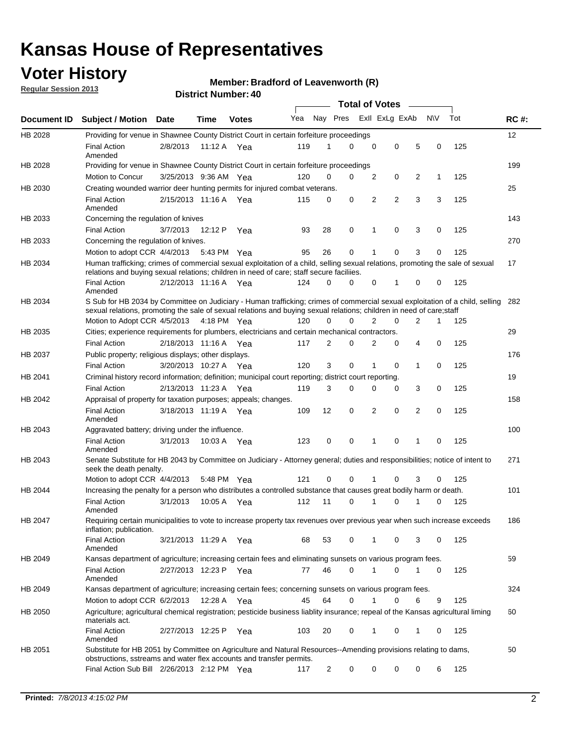# Kansas House of Representatives

## Voter History

**Regular Session 2013**

**Member: Bradford of Leavenworth (R)**

**District Number: 40**

| Document ID | Subject / Motion | Date | Time | Votes | Yea | Nay | Pres | ExII | ExLg | ExAb | N\V | Tot | RC #: |
|---|---|---|---|---|---|---|---|---|---|---|---|---|---|
| HB 2028 | Providing for venue in Shawnee County District Court in certain forfeiture proceedings | | | | | | | | | | | | 12 |
| | Final Action Amended | 2/8/2013 | 11:12 A | Yea | 119 | 1 | 0 | 0 | 0 | 5 | 0 | 125 | |
| HB 2028 | Providing for venue in Shawnee County District Court in certain forfeiture proceedings | | | | | | | | | | | | 199 |
| | Motion to Concur | 3/25/2013 | 9:36 AM | Yea | 120 | 0 | 0 | 2 | 0 | 2 | 1 | 125 | |
| HB 2030 | Creating wounded warrior deer hunting permits for injured combat veterans. | | | | | | | | | | | | 25 |
| | Final Action Amended | 2/15/2013 | 11:16 A | Yea | 115 | 0 | 0 | 2 | 2 | 3 | 3 | 125 | |
| HB 2033 | Concerning the regulation of knives | | | | | | | | | | | | 143 |
| | Final Action | 3/7/2013 | 12:12 P | Yea | 93 | 28 | 0 | 1 | 0 | 3 | 0 | 125 | |
| HB 2033 | Concerning the regulation of knives. | | | | | | | | | | | | 270 |
| | Motion to adopt CCR | 4/4/2013 | 5:43 PM | Yea | 95 | 26 | 0 | 1 | 0 | 3 | 0 | 125 | |
| HB 2034 | Human trafficking; crimes of commercial sexual exploitation of a child, selling sexual relations, promoting the sale of sexual relations and buying sexual relations; children in need of care; staff secure faciliies. | | | | | | | | | | | | 17 |
| | Final Action Amended | 2/12/2013 | 11:16 A | Yea | 124 | 0 | 0 | 0 | 1 | 0 | 0 | 125 | |
| HB 2034 | S Sub for HB 2034 by Committee on Judiciary - Human trafficking; crimes of commercial sexual exploitation of a child, selling sexual relations, promoting the sale of sexual relations and buying sexual relations; children in need of care;staff | | | | | | | | | | | | 282 |
| | Motion to Adopt CCR | 4/5/2013 | 4:18 PM | Yea | 120 | 0 | 0 | 2 | 0 | 2 | 1 | 125 | |
| HB 2035 | Cities; experience requirements for plumbers, electricians and certain mechanical contractors. | | | | | | | | | | | | 29 |
| | Final Action | 2/18/2013 | 11:16 A | Yea | 117 | 2 | 0 | 2 | 0 | 4 | 0 | 125 | |
| HB 2037 | Public property; religious displays; other displays. | | | | | | | | | | | | 176 |
| | Final Action | 3/20/2013 | 10:27 A | Yea | 120 | 3 | 0 | 1 | 0 | 1 | 0 | 125 | |
| HB 2041 | Criminal history record information; definition; municipal court reporting; district court reporting. | | | | | | | | | | | | 19 |
| | Final Action | 2/13/2013 | 11:23 A | Yea | 119 | 3 | 0 | 0 | 0 | 3 | 0 | 125 | |
| HB 2042 | Appraisal of property for taxation purposes; appeals; changes. | | | | | | | | | | | | 158 |
| | Final Action Amended | 3/18/2013 | 11:19 A | Yea | 109 | 12 | 0 | 2 | 0 | 2 | 0 | 125 | |
| HB 2043 | Aggravated battery; driving under the influence. | | | | | | | | | | | | 100 |
| | Final Action Amended | 3/1/2013 | 10:03 A | Yea | 123 | 0 | 0 | 1 | 0 | 1 | 0 | 125 | |
| HB 2043 | Senate Substitute for HB 2043 by Committee on Judiciary - Attorney general; duties and responsibilities; notice of intent to seek the death penalty. | | | | | | | | | | | | 271 |
| | Motion to adopt CCR | 4/4/2013 | 5:48 PM | Yea | 121 | 0 | 0 | 1 | 0 | 3 | 0 | 125 | |
| HB 2044 | Increasing the penalty for a person who distributes a controlled substance that causes great bodily harm or death. | | | | | | | | | | | | 101 |
| | Final Action Amended | 3/1/2013 | 10:05 A | Yea | 112 | 11 | 0 | 1 | 0 | 1 | 0 | 125 | |
| HB 2047 | Requiring certain municipalities to vote to increase property tax revenues over previous year when such increase exceeds inflation; publication. | | | | | | | | | | | | 186 |
| | Final Action Amended | 3/21/2013 | 11:29 A | Yea | 68 | 53 | 0 | 1 | 0 | 3 | 0 | 125 | |
| HB 2049 | Kansas department of agriculture; increasing certain fees and eliminating sunsets on various program fees. | | | | | | | | | | | | 59 |
| | Final Action Amended | 2/27/2013 | 12:23 P | Yea | 77 | 46 | 0 | 1 | 0 | 1 | 0 | 125 | |
| HB 2049 | Kansas department of agriculture; increasing certain fees; concerning sunsets on various program fees. | | | | | | | | | | | | 324 |
| | Motion to adopt CCR | 6/2/2013 | 12:28 A | Yea | 45 | 64 | 0 | 1 | 0 | 6 | 9 | 125 | |
| HB 2050 | Agriculture; agricultural chemical registration; pesticide business liablity insurance; repeal of the Kansas agricultural liming materials act. | | | | | | | | | | | | 60 |
| | Final Action Amended | 2/27/2013 | 12:25 P | Yea | 103 | 20 | 0 | 1 | 0 | 1 | 0 | 125 | |
| HB 2051 | Substitute for HB 2051 by Committee on Agriculture and Natural Resources--Amending provisions relating to dams, obstructions, sstreams and water flex accounts and transfer permits. | | | | | | | | | | | | 50 |
| | Final Action Sub Bill | 2/26/2013 | 2:12 PM | Yea | 117 | 2 | 0 | 0 | 0 | 0 | 6 | 125 | |

**Printed:** *7/8/2013 4:15:02 PM*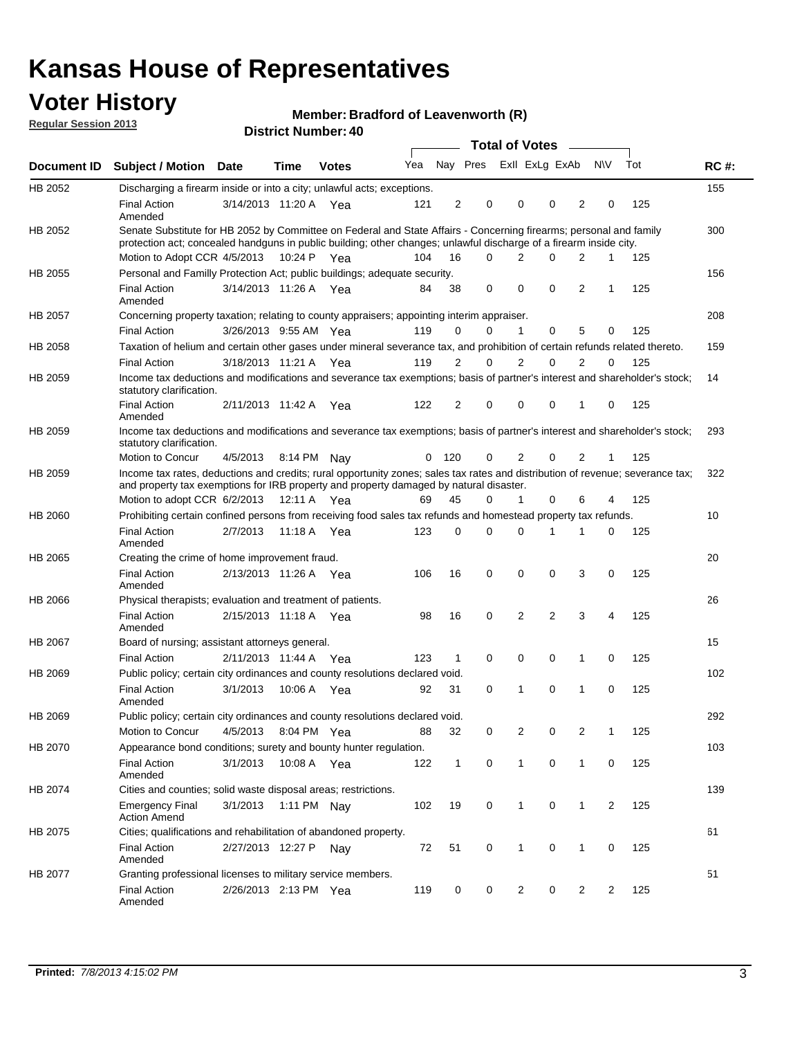# Kansas House of Representatives

## Voter History

**Regular Session 2013**

**Member: Bradford of Leavenworth (R)**

**District Number: 40**

| Document ID | Subject / Motion | Date | Time | Votes | Yea | Nay | Pres | ExII | ExLg | ExAb | N\V | Tot | RC #: |
|---|---|---|---|---|---|---|---|---|---|---|---|---|---|
| HB 2052 | Discharging a firearm inside or into a city; unlawful acts; exceptions. | | | | | | | | | | | | 155 |
| | Final Action Amended | 3/14/2013 | 11:20 A | Yea | 121 | 2 | 0 | 0 | 0 | 2 | 0 | 125 | |
| HB 2052 | Senate Substitute for HB 2052 by Committee on Federal and State Affairs - Concerning firearms; personal and family protection act; concealed handguns in public building; other changes; unlawful discharge of a firearm inside city. | | | | | | | | | | | | 300 |
| | Motion to Adopt CCR | 4/5/2013 | 10:24 P | Yea | 104 | 16 | 0 | 2 | 0 | 2 | 1 | 125 | |
| HB 2055 | Personal and Familly Protection Act; public buildings; adequate security. | | | | | | | | | | | | 156 |
| | Final Action Amended | 3/14/2013 | 11:26 A | Yea | 84 | 38 | 0 | 0 | 0 | 2 | 1 | 125 | |
| HB 2057 | Concerning property taxation; relating to county appraisers; appointing interim appraiser. | | | | | | | | | | | | 208 |
| | Final Action | 3/26/2013 | 9:55 AM | Yea | 119 | 0 | 0 | 1 | 0 | 5 | 0 | 125 | |
| HB 2058 | Taxation of helium and certain other gases under mineral severance tax, and prohibition of certain refunds related thereto. | | | | | | | | | | | | 159 |
| | Final Action | 3/18/2013 | 11:21 A | Yea | 119 | 2 | 0 | 2 | 0 | 2 | 0 | 125 | |
| HB 2059 | Income tax deductions and modifications and severance tax exemptions; basis of partner's interest and shareholder's stock; statutory clarification. | | | | | | | | | | | | 14 |
| | Final Action Amended | 2/11/2013 | 11:42 A | Yea | 122 | 2 | 0 | 0 | 0 | 1 | 0 | 125 | |
| HB 2059 | Income tax deductions and modifications and severance tax exemptions; basis of partner's interest and shareholder's stock; statutory clarification. | | | | | | | | | | | | 293 |
| | Motion to Concur | 4/5/2013 | 8:14 PM | Nay | 0 | 120 | 0 | 2 | 0 | 2 | 1 | 125 | |
| HB 2059 | Income tax rates, deductions and credits; rural opportunity zones; sales tax rates and distribution of revenue; severance tax; and property tax exemptions for IRB property and property damaged by natural disaster. | | | | | | | | | | | | 322 |
| | Motion to adopt CCR | 6/2/2013 | 12:11 A | Yea | 69 | 45 | 0 | 1 | 0 | 6 | 4 | 125 | |
| HB 2060 | Prohibiting certain confined persons from receiving food sales tax refunds and homestead property tax refunds. | | | | | | | | | | | | 10 |
| | Final Action Amended | 2/7/2013 | 11:18 A | Yea | 123 | 0 | 0 | 0 | 1 | 1 | 0 | 125 | |
| HB 2065 | Creating the crime of home improvement fraud. | | | | | | | | | | | | 20 |
| | Final Action Amended | 2/13/2013 | 11:26 A | Yea | 106 | 16 | 0 | 0 | 0 | 3 | 0 | 125 | |
| HB 2066 | Physical therapists; evaluation and treatment of patients. | | | | | | | | | | | | 26 |
| | Final Action Amended | 2/15/2013 | 11:18 A | Yea | 98 | 16 | 0 | 2 | 2 | 3 | 4 | 125 | |
| HB 2067 | Board of nursing; assistant attorneys general. | | | | | | | | | | | | 15 |
| | Final Action | 2/11/2013 | 11:44 A | Yea | 123 | 1 | 0 | 0 | 0 | 1 | 0 | 125 | |
| HB 2069 | Public policy; certain city ordinances and county resolutions declared void. | | | | | | | | | | | | 102 |
| | Final Action Amended | 3/1/2013 | 10:06 A | Yea | 92 | 31 | 0 | 1 | 0 | 1 | 0 | 125 | |
| HB 2069 | Public policy; certain city ordinances and county resolutions declared void. | | | | | | | | | | | | 292 |
| | Motion to Concur | 4/5/2013 | 8:04 PM | Yea | 88 | 32 | 0 | 2 | 0 | 2 | 1 | 125 | |
| HB 2070 | Appearance bond conditions; surety and bounty hunter regulation. | | | | | | | | | | | | 103 |
| | Final Action Amended | 3/1/2013 | 10:08 A | Yea | 122 | 1 | 0 | 1 | 0 | 1 | 0 | 125 | |
| HB 2074 | Cities and counties; solid waste disposal areas; restrictions. | | | | | | | | | | | | 139 |
| | Emergency Final Action Amend | 3/1/2013 | 1:11 PM | Nay | 102 | 19 | 0 | 1 | 0 | 1 | 2 | 125 | |
| HB 2075 | Cities; qualifications and rehabilitation of abandoned property. | | | | | | | | | | | | 61 |
| | Final Action Amended | 2/27/2013 | 12:27 P | Nay | 72 | 51 | 0 | 1 | 0 | 1 | 0 | 125 | |
| HB 2077 | Granting professional licenses to military service members. | | | | | | | | | | | | 51 |
| | Final Action Amended | 2/26/2013 | 2:13 PM | Yea | 119 | 0 | 0 | 2 | 0 | 2 | 2 | 125 | |

**Printed:** *7/8/2013 4:15:02 PM*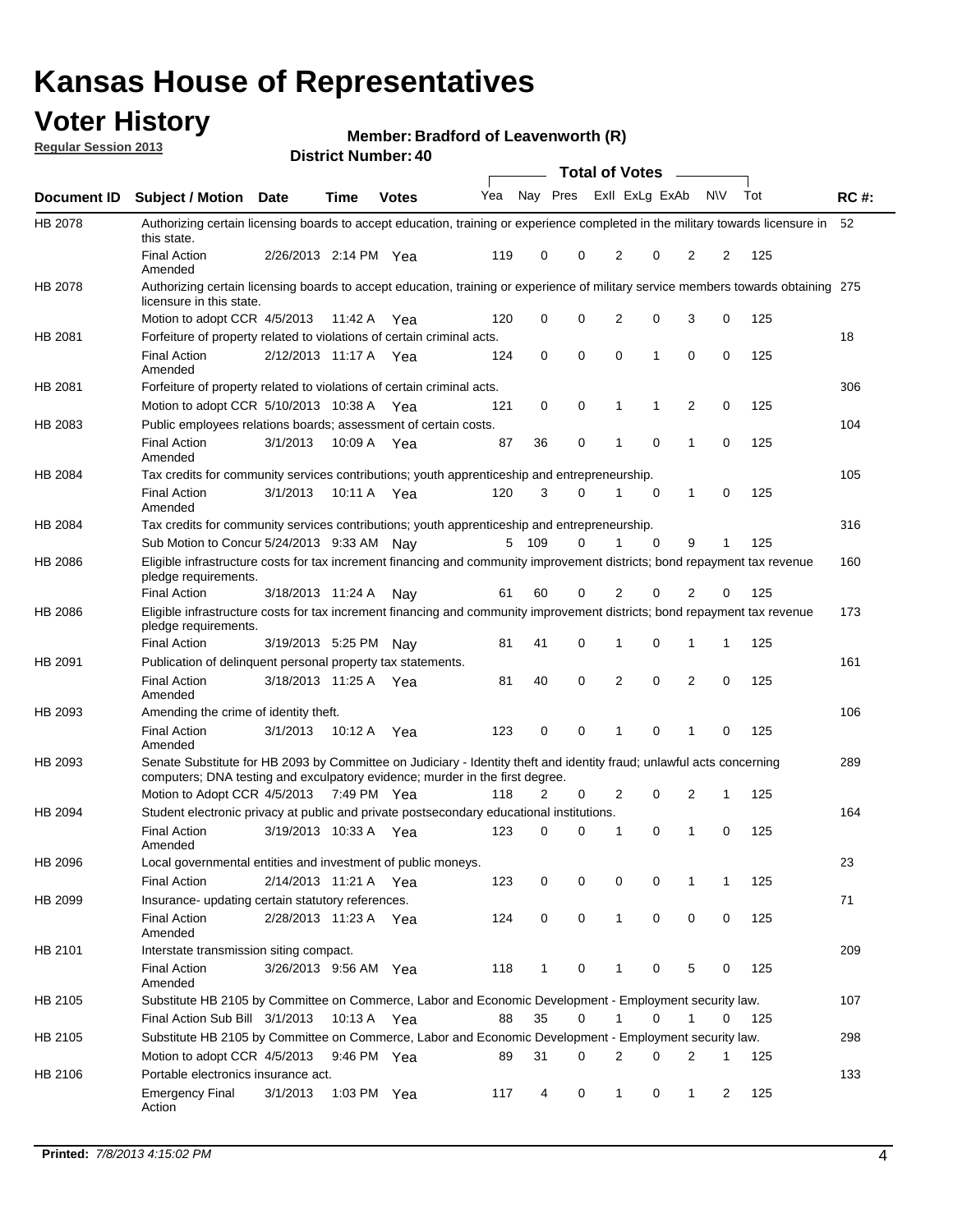# Kansas House of Representatives

## Voter History

**Regular Session 2013**

**Member: Bradford of Leavenworth (R)**

**District Number: 40**

| Document ID | Subject / Motion | Date | Time | Votes | Yea | Nay | Pres | ExII | ExLg | ExAb | N\V | Tot | RC #: |
|---|---|---|---|---|---|---|---|---|---|---|---|---|---|
| HB 2078 | Authorizing certain licensing boards to accept education, training or experience completed in the military towards licensure in this state. | | | | | | | | | | | | 52 |
| | Final Action Amended | 2/26/2013 | 2:14 PM | Yea | 119 | 0 | 0 | 2 | 0 | 2 | 2 | 125 | |
| HB 2078 | Authorizing certain licensing boards to accept education, training or experience of military service members towards obtaining licensure in this state. | | | | | | | | | | | | 275 |
| | Motion to adopt CCR | 4/5/2013 | 11:42 A | Yea | 120 | 0 | 0 | 2 | 0 | 3 | 0 | 125 | |
| HB 2081 | Forfeiture of property related to violations of certain criminal acts. | | | | | | | | | | | | 18 |
| | Final Action Amended | 2/12/2013 | 11:17 A | Yea | 124 | 0 | 0 | 0 | 1 | 0 | 0 | 125 | |
| HB 2081 | Forfeiture of property related to violations of certain criminal acts. | | | | | | | | | | | | 306 |
| | Motion to adopt CCR | 5/10/2013 | 10:38 A | Yea | 121 | 0 | 0 | 1 | 1 | 2 | 0 | 125 | |
| HB 2083 | Public employees relations boards; assessment of certain costs. | | | | | | | | | | | | 104 |
| | Final Action Amended | 3/1/2013 | 10:09 A | Yea | 87 | 36 | 0 | 1 | 0 | 1 | 0 | 125 | |
| HB 2084 | Tax credits for community services contributions; youth apprenticeship and entrepreneurship. | | | | | | | | | | | | 105 |
| | Final Action Amended | 3/1/2013 | 10:11 A | Yea | 120 | 3 | 0 | 1 | 0 | 1 | 0 | 125 | |
| HB 2084 | Tax credits for community services contributions; youth apprenticeship and entrepreneurship. | | | | | | | | | | | | 316 |
| | Sub Motion to Concur | 5/24/2013 | 9:33 AM | Nay | 5 | 109 | 0 | 1 | 0 | 9 | 1 | 125 | |
| HB 2086 | Eligible infrastructure costs for tax increment financing and community improvement districts; bond repayment tax revenue pledge requirements. | | | | | | | | | | | | 160 |
| | Final Action | 3/18/2013 | 11:24 A | Nay | 61 | 60 | 0 | 2 | 0 | 2 | 0 | 125 | |
| HB 2086 | Eligible infrastructure costs for tax increment financing and community improvement districts; bond repayment tax revenue pledge requirements. | | | | | | | | | | | | 173 |
| | Final Action | 3/19/2013 | 5:25 PM | Nay | 81 | 41 | 0 | 1 | 0 | 1 | 1 | 125 | |
| HB 2091 | Publication of delinquent personal property tax statements. | | | | | | | | | | | | 161 |
| | Final Action Amended | 3/18/2013 | 11:25 A | Yea | 81 | 40 | 0 | 2 | 0 | 2 | 0 | 125 | |
| HB 2093 | Amending the crime of identity theft. | | | | | | | | | | | | 106 |
| | Final Action Amended | 3/1/2013 | 10:12 A | Yea | 123 | 0 | 0 | 1 | 0 | 1 | 0 | 125 | |
| HB 2093 | Senate Substitute for HB 2093 by Committee on Judiciary - Identity theft and identity fraud; unlawful acts concerning computers; DNA testing and exculpatory evidence; murder in the first degree. | | | | | | | | | | | | 289 |
| | Motion to Adopt CCR | 4/5/2013 | 7:49 PM | Yea | 118 | 2 | 0 | 2 | 0 | 2 | 1 | 125 | |
| HB 2094 | Student electronic privacy at public and private postsecondary educational institutions. | | | | | | | | | | | | 164 |
| | Final Action Amended | 3/19/2013 | 10:33 A | Yea | 123 | 0 | 0 | 1 | 0 | 1 | 0 | 125 | |
| HB 2096 | Local governmental entities and investment of public moneys. | | | | | | | | | | | | 23 |
| | Final Action | 2/14/2013 | 11:21 A | Yea | 123 | 0 | 0 | 0 | 0 | 1 | 1 | 125 | |
| HB 2099 | Insurance- updating certain statutory references. | | | | | | | | | | | | 71 |
| | Final Action Amended | 2/28/2013 | 11:23 A | Yea | 124 | 0 | 0 | 1 | 0 | 0 | 0 | 125 | |
| HB 2101 | Interstate transmission siting compact. | | | | | | | | | | | | 209 |
| | Final Action Amended | 3/26/2013 | 9:56 AM | Yea | 118 | 1 | 0 | 1 | 0 | 5 | 0 | 125 | |
| HB 2105 | Substitute HB 2105 by Committee on Commerce, Labor and Economic Development - Employment security law. | | | | | | | | | | | | 107 |
| | Final Action Sub Bill | 3/1/2013 | 10:13 A | Yea | 88 | 35 | 0 | 1 | 0 | 1 | 0 | 125 | |
| HB 2105 | Substitute HB 2105 by Committee on Commerce, Labor and Economic Development - Employment security law. | | | | | | | | | | | | 298 |
| | Motion to adopt CCR | 4/5/2013 | 9:46 PM | Yea | 89 | 31 | 0 | 2 | 0 | 2 | 1 | 125 | |
| HB 2106 | Portable electronics insurance act. | | | | | | | | | | | | 133 |
| | Emergency Final Action | 3/1/2013 | 1:03 PM | Yea | 117 | 4 | 0 | 1 | 0 | 1 | 2 | 125 | |

**Printed:** *7/8/2013 4:15:02 PM*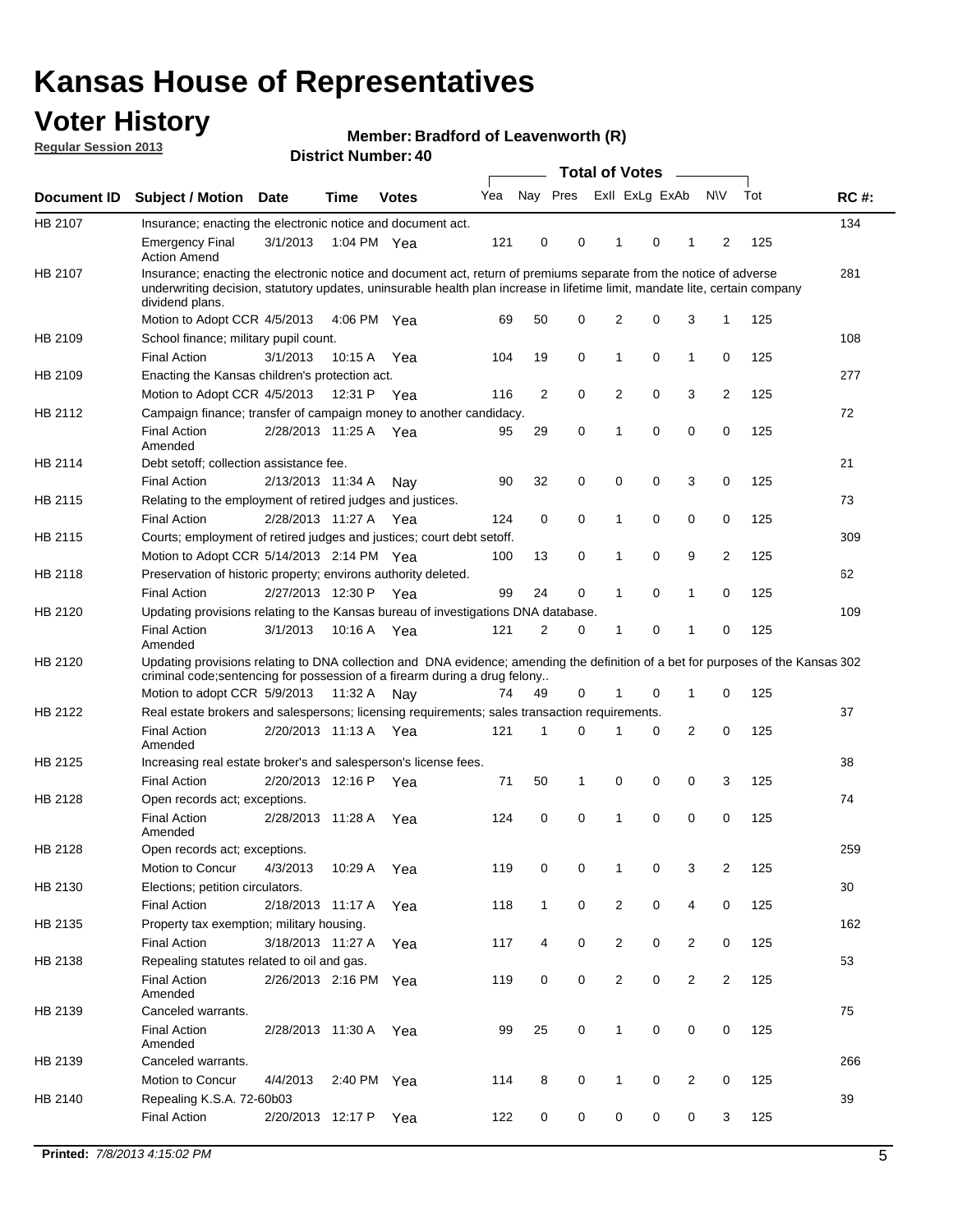# Kansas House of Representatives

## Voter History

**Regular Session 2013**

**Member: Bradford of Leavenworth (R)**

**District Number: 40**

| Document ID | Subject / Motion | Date | Time | Votes | Yea | Nay | Pres | ExII | ExLg | ExAb | N\V | Tot | RC #: |
|---|---|---|---|---|---|---|---|---|---|---|---|---|---|
| HB 2107 | Insurance; enacting the electronic notice and document act. | | | | | | | | | | | | 134 |
| | Emergency Final Action Amend | 3/1/2013 | 1:04 PM | Yea | 121 | 0 | 0 | 1 | 0 | 1 | 2 | 125 | |
| HB 2107 | Insurance; enacting the electronic notice and document act, return of premiums separate from the notice of adverse underwriting decision, statutory updates, uninsurable health plan increase in lifetime limit, mandate lite, certain company dividend plans. | | | | | | | | | | | | 281 |
| | Motion to Adopt CCR | 4/5/2013 | 4:06 PM | Yea | 69 | 50 | 0 | 2 | 0 | 3 | 1 | 125 | |
| HB 2109 | School finance; military pupil count. | | | | | | | | | | | | 108 |
| | Final Action | 3/1/2013 | 10:15 A | Yea | 104 | 19 | 0 | 1 | 0 | 1 | 0 | 125 | |
| HB 2109 | Enacting the Kansas children's protection act. | | | | | | | | | | | | 277 |
| | Motion to Adopt CCR | 4/5/2013 | 12:31 P | Yea | 116 | 2 | 0 | 2 | 0 | 3 | 2 | 125 | |
| HB 2112 | Campaign finance; transfer of campaign money to another candidacy. | | | | | | | | | | | | 72 |
| | Final Action Amended | 2/28/2013 | 11:25 A | Yea | 95 | 29 | 0 | 1 | 0 | 0 | 0 | 125 | |
| HB 2114 | Debt setoff; collection assistance fee. | | | | | | | | | | | | 21 |
| | Final Action | 2/13/2013 | 11:34 A | Nay | 90 | 32 | 0 | 0 | 0 | 3 | 0 | 125 | |
| HB 2115 | Relating to the employment of retired judges and justices. | | | | | | | | | | | | 73 |
| | Final Action | 2/28/2013 | 11:27 A | Yea | 124 | 0 | 0 | 1 | 0 | 0 | 0 | 125 | |
| HB 2115 | Courts; employment of retired judges and justices; court debt setoff. | | | | | | | | | | | | 309 |
| | Motion to Adopt CCR | 5/14/2013 | 2:14 PM | Yea | 100 | 13 | 0 | 1 | 0 | 9 | 2 | 125 | |
| HB 2118 | Preservation of historic property; environs authority deleted. | | | | | | | | | | | | 62 |
| | Final Action | 2/27/2013 | 12:30 P | Yea | 99 | 24 | 0 | 1 | 0 | 1 | 0 | 125 | |
| HB 2120 | Updating provisions relating to the Kansas bureau of investigations DNA database. | | | | | | | | | | | | 109 |
| | Final Action Amended | 3/1/2013 | 10:16 A | Yea | 121 | 2 | 0 | 1 | 0 | 1 | 0 | 125 | |
| HB 2120 | Updating provisions relating to DNA collection and DNA evidence; amending the definition of a bet for purposes of the Kansas criminal code;sentencing for possession of a firearm during a drug felony.. | | | | | | | | | | | | 302 |
| | Motion to adopt CCR | 5/9/2013 | 11:32 A | Nay | 74 | 49 | 0 | 1 | 0 | 1 | 0 | 125 | |
| HB 2122 | Real estate brokers and salespersons; licensing requirements; sales transaction requirements. | | | | | | | | | | | | 37 |
| | Final Action Amended | 2/20/2013 | 11:13 A | Yea | 121 | 1 | 0 | 1 | 0 | 2 | 0 | 125 | |
| HB 2125 | Increasing real estate broker's and salesperson's license fees. | | | | | | | | | | | | 38 |
| | Final Action | 2/20/2013 | 12:16 P | Yea | 71 | 50 | 1 | 0 | 0 | 0 | 3 | 125 | |
| HB 2128 | Open records act; exceptions. | | | | | | | | | | | | 74 |
| | Final Action Amended | 2/28/2013 | 11:28 A | Yea | 124 | 0 | 0 | 1 | 0 | 0 | 0 | 125 | |
| HB 2128 | Open records act; exceptions. | | | | | | | | | | | | 259 |
| | Motion to Concur | 4/3/2013 | 10:29 A | Yea | 119 | 0 | 0 | 1 | 0 | 3 | 2 | 125 | |
| HB 2130 | Elections; petition circulators. | | | | | | | | | | | | 30 |
| | Final Action | 2/18/2013 | 11:17 A | Yea | 118 | 1 | 0 | 2 | 0 | 4 | 0 | 125 | |
| HB 2135 | Property tax exemption; military housing. | | | | | | | | | | | | 162 |
| | Final Action | 3/18/2013 | 11:27 A | Yea | 117 | 4 | 0 | 2 | 0 | 2 | 0 | 125 | |
| HB 2138 | Repealing statutes related to oil and gas. | | | | | | | | | | | | 53 |
| | Final Action Amended | 2/26/2013 | 2:16 PM | Yea | 119 | 0 | 0 | 2 | 0 | 2 | 2 | 125 | |
| HB 2139 | Canceled warrants. | | | | | | | | | | | | 75 |
| | Final Action Amended | 2/28/2013 | 11:30 A | Yea | 99 | 25 | 0 | 1 | 0 | 0 | 0 | 125 | |
| HB 2139 | Canceled warrants. | | | | | | | | | | | | 266 |
| | Motion to Concur | 4/4/2013 | 2:40 PM | Yea | 114 | 8 | 0 | 1 | 0 | 2 | 0 | 125 | |
| HB 2140 | Repealing K.S.A. 72-60b03 | | | | | | | | | | | | 39 |
| | Final Action | 2/20/2013 | 12:17 P | Yea | 122 | 0 | 0 | 0 | 0 | 0 | 3 | 125 | |

**Printed:** *7/8/2013 4:15:02 PM*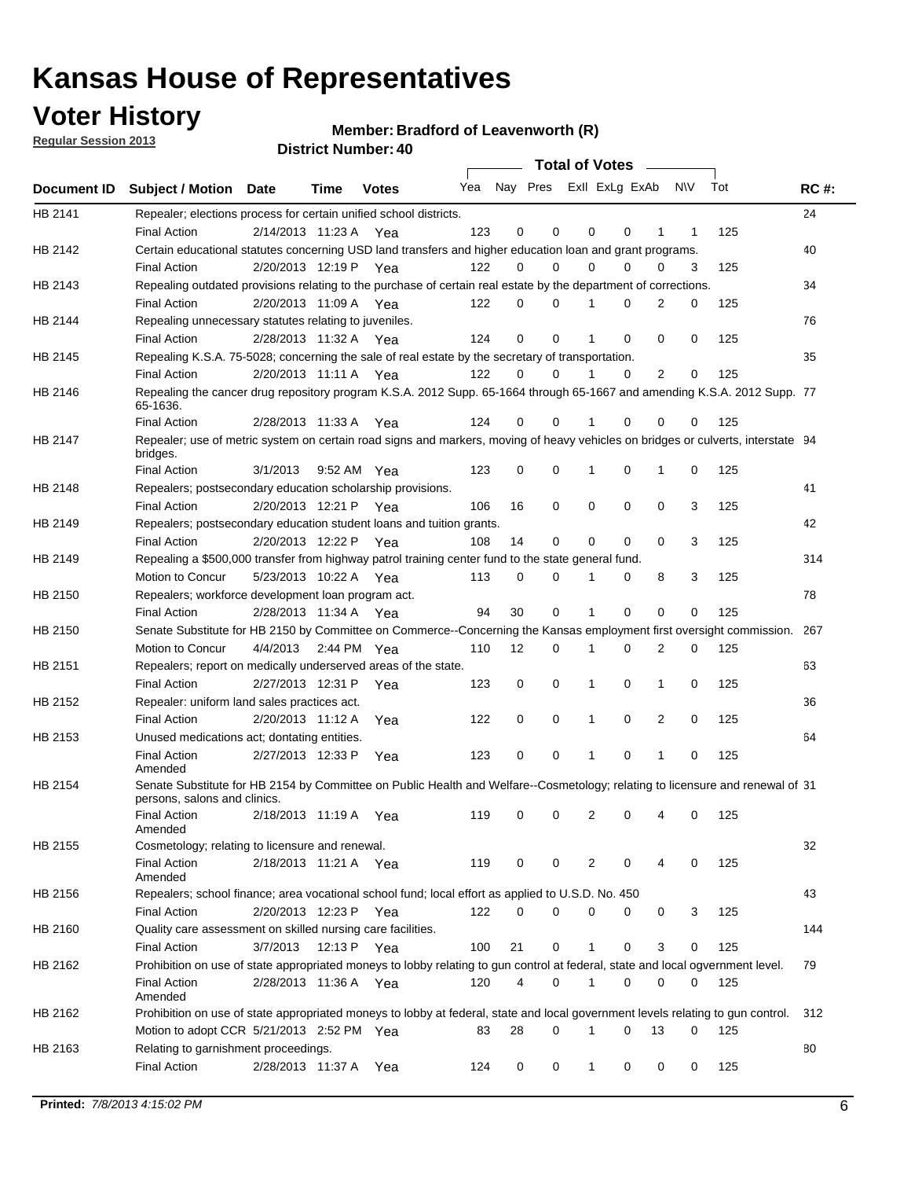# Kansas House of Representatives

## Voter History

**Regular Session 2013**

**Member: Bradford of Leavenworth (R)**

**District Number: 40**

| Document ID | Subject / Motion | Date | Time | Votes | Yea | Nay | Pres | ExII | ExLg | ExAb | N\V | Tot | RC #: |
|---|---|---|---|---|---|---|---|---|---|---|---|---|---|
| HB 2141 | Repealer; elections process for certain unified school districts. | | | | | | | | | | | | 24 |
| | Final Action | 2/14/2013 | 11:23 A | Yea | 123 | 0 | 0 | 0 | 0 | 1 | 1 | 125 | |
| HB 2142 | Certain educational statutes concerning USD land transfers and higher education loan and grant programs. | | | | | | | | | | | | 40 |
| | Final Action | 2/20/2013 | 12:19 P | Yea | 122 | 0 | 0 | 0 | 0 | 0 | 3 | 125 | |
| HB 2143 | Repealing outdated provisions relating to the purchase of certain real estate by the department of corrections. | | | | | | | | | | | | 34 |
| | Final Action | 2/20/2013 | 11:09 A | Yea | 122 | 0 | 0 | 1 | 0 | 2 | 0 | 125 | |
| HB 2144 | Repealing unnecessary statutes relating to juveniles. | | | | | | | | | | | | 76 |
| | Final Action | 2/28/2013 | 11:32 A | Yea | 124 | 0 | 0 | 1 | 0 | 0 | 0 | 125 | |
| HB 2145 | Repealing K.S.A. 75-5028; concerning the sale of real estate by the secretary of transportation. | | | | | | | | | | | | 35 |
| | Final Action | 2/20/2013 | 11:11 A | Yea | 122 | 0 | 0 | 1 | 0 | 2 | 0 | 125 | |
| HB 2146 | Repealing the cancer drug repository program K.S.A. 2012 Supp. 65-1664 through 65-1667 and amending K.S.A. 2012 Supp. 65-1636. | | | | | | | | | | | | 77 |
| | Final Action | 2/28/2013 | 11:33 A | Yea | 124 | 0 | 0 | 1 | 0 | 0 | 0 | 125 | |
| HB 2147 | Repealer; use of metric system on certain road signs and markers, moving of heavy vehicles on bridges or culverts, interstate bridges. | | | | | | | | | | | | 94 |
| | Final Action | 3/1/2013 | 9:52 AM | Yea | 123 | 0 | 0 | 1 | 0 | 1 | 0 | 125 | |
| HB 2148 | Repealers; postsecondary education scholarship provisions. | | | | | | | | | | | | 41 |
| | Final Action | 2/20/2013 | 12:21 P | Yea | 106 | 16 | 0 | 0 | 0 | 0 | 3 | 125 | |
| HB 2149 | Repealers; postsecondary education student loans and tuition grants. | | | | | | | | | | | | 42 |
| | Final Action | 2/20/2013 | 12:22 P | Yea | 108 | 14 | 0 | 0 | 0 | 0 | 3 | 125 | |
| HB 2149 | Repealing a $500,000 transfer from highway patrol training center fund to the state general fund. | | | | | | | | | | | | 314 |
| | Motion to Concur | 5/23/2013 | 10:22 A | Yea | 113 | 0 | 0 | 1 | 0 | 8 | 3 | 125 | |
| HB 2150 | Repealers; workforce development loan program act. | | | | | | | | | | | | 78 |
| | Final Action | 2/28/2013 | 11:34 A | Yea | 94 | 30 | 0 | 1 | 0 | 0 | 0 | 125 | |
| HB 2150 | Senate Substitute for HB 2150 by Committee on Commerce--Concerning the Kansas employment first oversight commission. | | | | | | | | | | | | 267 |
| | Motion to Concur | 4/4/2013 | 2:44 PM | Yea | 110 | 12 | 0 | 1 | 0 | 2 | 0 | 125 | |
| HB 2151 | Repealers; report on medically underserved areas of the state. | | | | | | | | | | | | 63 |
| | Final Action | 2/27/2013 | 12:31 P | Yea | 123 | 0 | 0 | 1 | 0 | 1 | 0 | 125 | |
| HB 2152 | Repealer: uniform land sales practices act. | | | | | | | | | | | | 36 |
| | Final Action | 2/20/2013 | 11:12 A | Yea | 122 | 0 | 0 | 1 | 0 | 2 | 0 | 125 | |
| HB 2153 | Unused medications act; dontating entities. | | | | | | | | | | | | 64 |
| | Final Action Amended | 2/27/2013 | 12:33 P | Yea | 123 | 0 | 0 | 1 | 0 | 1 | 0 | 125 | |
| HB 2154 | Senate Substitute for HB 2154 by Committee on Public Health and Welfare--Cosmetology; relating to licensure and renewal of persons, salons and clinics. | | | | | | | | | | | | 31 |
| | Final Action Amended | 2/18/2013 | 11:19 A | Yea | 119 | 0 | 0 | 2 | 0 | 4 | 0 | 125 | |
| HB 2155 | Cosmetology; relating to licensure and renewal. | | | | | | | | | | | | 32 |
| | Final Action Amended | 2/18/2013 | 11:21 A | Yea | 119 | 0 | 0 | 2 | 0 | 4 | 0 | 125 | |
| HB 2156 | Repealers; school finance; area vocational school fund; local effort as applied to U.S.D. No. 450 | | | | | | | | | | | | 43 |
| | Final Action | 2/20/2013 | 12:23 P | Yea | 122 | 0 | 0 | 0 | 0 | 0 | 3 | 125 | |
| HB 2160 | Quality care assessment on skilled nursing care facilities. | | | | | | | | | | | | 144 |
| | Final Action | 3/7/2013 | 12:13 P | Yea | 100 | 21 | 0 | 1 | 0 | 3 | 0 | 125 | |
| HB 2162 | Prohibition on use of state appropriated moneys to lobby relating to gun control at federal, state and local ogvernment level. | | | | | | | | | | | | 79 |
| | Final Action Amended | 2/28/2013 | 11:36 A | Yea | 120 | 4 | 0 | 1 | 0 | 0 | 0 | 125 | |
| HB 2162 | Prohibition on use of state appropriated moneys to lobby at federal, state and local government levels relating to gun control. | | | | | | | | | | | | 312 |
| | Motion to adopt CCR | 5/21/2013 | 2:52 PM | Yea | 83 | 28 | 0 | 1 | 0 | 13 | 0 | 125 | |
| HB 2163 | Relating to garnishment proceedings. | | | | | | | | | | | | 80 |
| | Final Action | 2/28/2013 | 11:37 A | Yea | 124 | 0 | 0 | 1 | 0 | 0 | 0 | 125 | |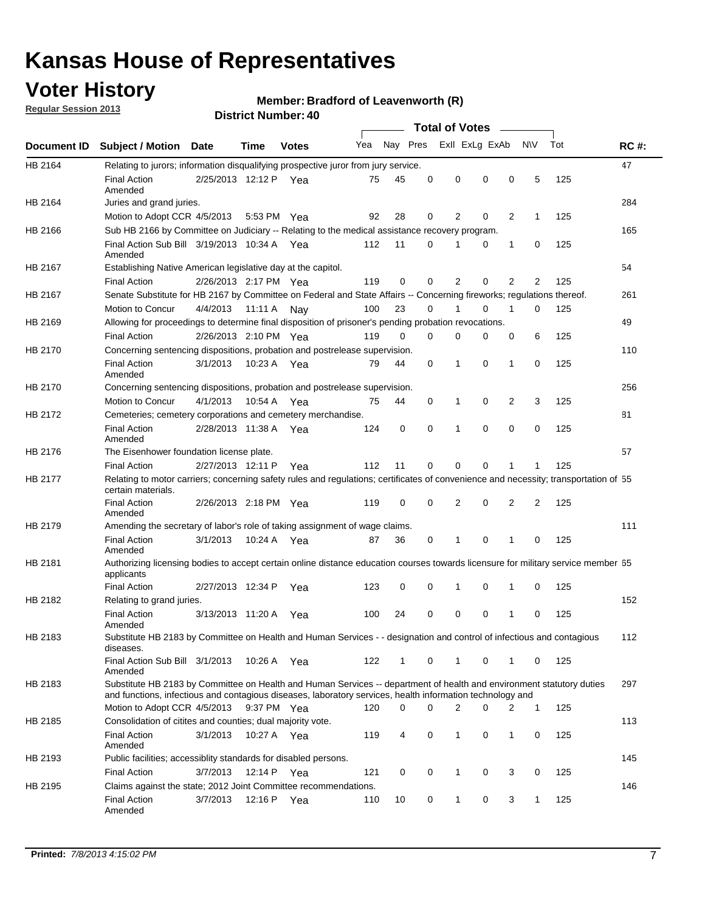# Kansas House of Representatives

## Voter History

**Regular Session 2013**

**Member: Bradford of Leavenworth (R)**

**District Number: 40**

| Document ID | Subject / Motion | Date | Time | Votes | Yea | Nay | Pres | ExlI | ExLg | ExAb | N\V | Tot | RC #: |
|---|---|---|---|---|---|---|---|---|---|---|---|---|---|
| HB 2164 | Relating to jurors; information disqualifying prospective juror from jury service. | | | | | | | | | | | | 47 |
| | Final Action Amended | 2/25/2013 | 12:12 P | Yea | 75 | 45 | 0 | 0 | 0 | 0 | 5 | 125 | |
| HB 2164 | Juries and grand juries. | | | | | | | | | | | | 284 |
| | Motion to Adopt CCR | 4/5/2013 | 5:53 PM | Yea | 92 | 28 | 0 | 2 | 0 | 2 | 1 | 125 | |
| HB 2166 | Sub HB 2166 by Committee on Judiciary -- Relating to the medical assistance recovery program. | | | | | | | | | | | | 165 |
| | Final Action Sub Bill Amended | 3/19/2013 | 10:34 A | Yea | 112 | 11 | 0 | 1 | 0 | 1 | 0 | 125 | |
| HB 2167 | Establishing Native American legislative day at the capitol. | | | | | | | | | | | | 54 |
| | Final Action | 2/26/2013 | 2:17 PM | Yea | 119 | 0 | 0 | 2 | 0 | 2 | 2 | 125 | |
| HB 2167 | Senate Substitute for HB 2167 by Committee on Federal and State Affairs -- Concerning fireworks; regulations thereof. | | | | | | | | | | | | 261 |
| | Motion to Concur | 4/4/2013 | 11:11 A | Nay | 100 | 23 | 0 | 1 | 0 | 1 | 0 | 125 | |
| HB 2169 | Allowing for proceedings to determine final disposition of prisoner's pending probation revocations. | | | | | | | | | | | | 49 |
| | Final Action | 2/26/2013 | 2:10 PM | Yea | 119 | 0 | 0 | 0 | 0 | 0 | 6 | 125 | |
| HB 2170 | Concerning sentencing dispositions, probation and postrelease supervision. | | | | | | | | | | | | 110 |
| | Final Action Amended | 3/1/2013 | 10:23 A | Yea | 79 | 44 | 0 | 1 | 0 | 1 | 0 | 125 | |
| HB 2170 | Concerning sentencing dispositions, probation and postrelease supervision. | | | | | | | | | | | | 256 |
| | Motion to Concur | 4/1/2013 | 10:54 A | Yea | 75 | 44 | 0 | 1 | 0 | 2 | 3 | 125 | |
| HB 2172 | Cemeteries; cemetery corporations and cemetery merchandise. | | | | | | | | | | | | 81 |
| | Final Action Amended | 2/28/2013 | 11:38 A | Yea | 124 | 0 | 0 | 1 | 0 | 0 | 0 | 125 | |
| HB 2176 | The Eisenhower foundation license plate. | | | | | | | | | | | | 57 |
| | Final Action | 2/27/2013 | 12:11 P | Yea | 112 | 11 | 0 | 0 | 0 | 1 | 1 | 125 | |
| HB 2177 | Relating to motor carriers; concerning safety rules and regulations; certificates of convenience and necessity; transportation of certain materials. | | | | | | | | | | | | 55 |
| | Final Action Amended | 2/26/2013 | 2:18 PM | Yea | 119 | 0 | 0 | 2 | 0 | 2 | 2 | 125 | |
| HB 2179 | Amending the secretary of labor's role of taking assignment of wage claims. | | | | | | | | | | | | 111 |
| | Final Action Amended | 3/1/2013 | 10:24 A | Yea | 87 | 36 | 0 | 1 | 0 | 1 | 0 | 125 | |
| HB 2181 | Authorizing licensing bodies to accept certain online distance education courses towards licensure for military service member applicants | | | | | | | | | | | | 65 |
| | Final Action | 2/27/2013 | 12:34 P | Yea | 123 | 0 | 0 | 1 | 0 | 1 | 0 | 125 | |
| HB 2182 | Relating to grand juries. | | | | | | | | | | | | 152 |
| | Final Action Amended | 3/13/2013 | 11:20 A | Yea | 100 | 24 | 0 | 0 | 0 | 1 | 0 | 125 | |
| HB 2183 | Substitute HB 2183 by Committee on Health and Human Services - - designation and control of infectious and contagious diseases. | | | | | | | | | | | | 112 |
| | Final Action Sub Bill Amended | 3/1/2013 | 10:26 A | Yea | 122 | 1 | 0 | 1 | 0 | 1 | 0 | 125 | |
| HB 2183 | Substitute HB 2183 by Committee on Health and Human Services -- department of health and environment statutory duties and functions, infectious and contagious diseases, laboratory services, health information technology and | | | | | | | | | | | | 297 |
| | Motion to Adopt CCR | 4/5/2013 | 9:37 PM | Yea | 120 | 0 | 0 | 2 | 0 | 2 | 1 | 125 | |
| HB 2185 | Consolidation of citites and counties; dual majority vote. | | | | | | | | | | | | 113 |
| | Final Action Amended | 3/1/2013 | 10:27 A | Yea | 119 | 4 | 0 | 1 | 0 | 1 | 0 | 125 | |
| HB 2193 | Public facilities; accessiblity standards for disabled persons. | | | | | | | | | | | | 145 |
| | Final Action | 3/7/2013 | 12:14 P | Yea | 121 | 0 | 0 | 1 | 0 | 3 | 0 | 125 | |
| HB 2195 | Claims against the state; 2012 Joint Committee recommendations. | | | | | | | | | | | | 146 |
| | Final Action Amended | 3/7/2013 | 12:16 P | Yea | 110 | 10 | 0 | 1 | 0 | 3 | 1 | 125 | |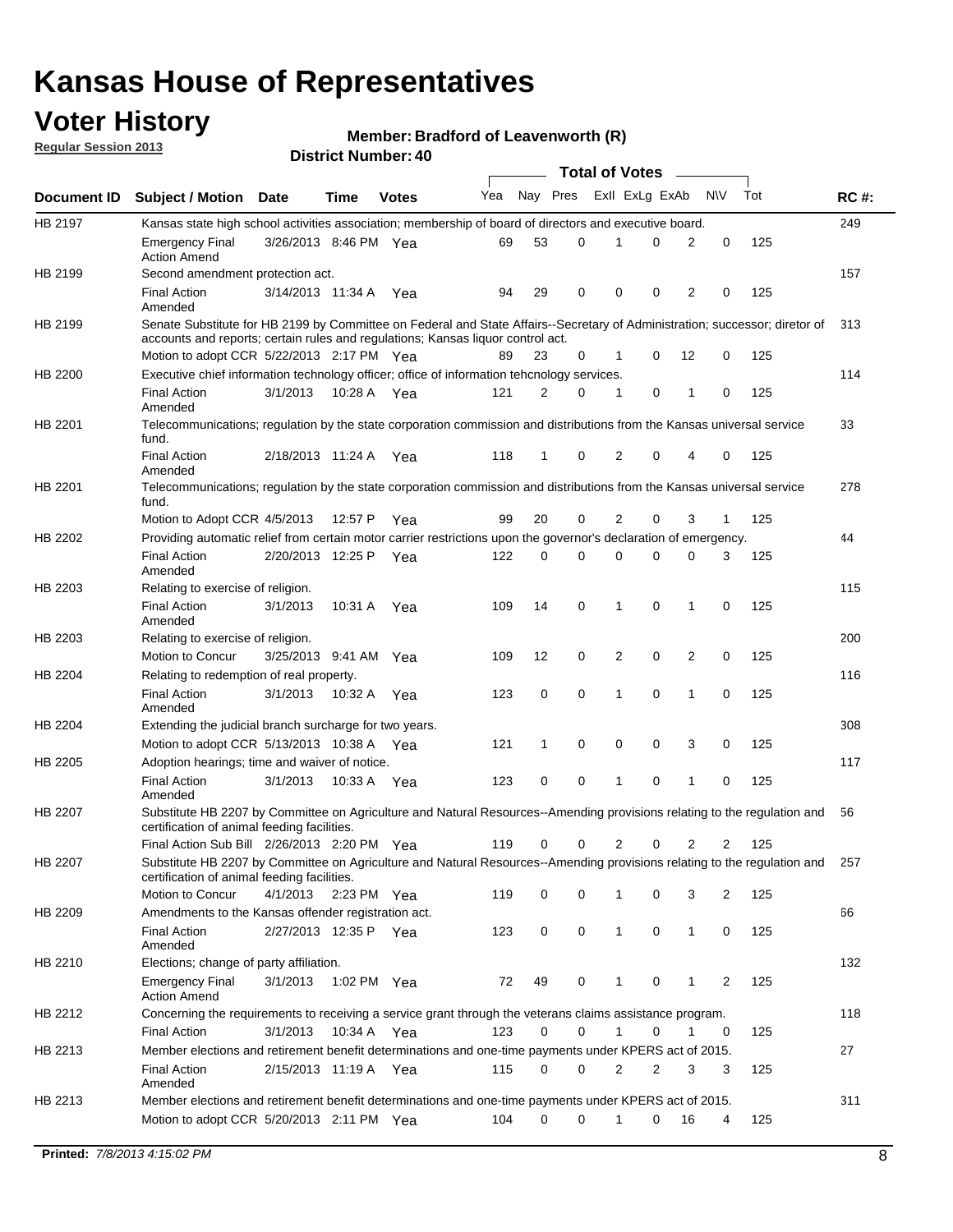# Kansas House of Representatives

## Voter History

**Regular Session 2013**

**Member: Bradford of Leavenworth (R)**

**District Number: 40**

| Document ID | Subject / Motion | Date | Time | Votes | Yea | Nay | Pres | ExII | ExLg | ExAb | N\V | Tot | RC #: |
|---|---|---|---|---|---|---|---|---|---|---|---|---|---|
| HB 2197 | Kansas state high school activities association; membership of board of directors and executive board. | | | | | | | | | | | | 249 |
| | Emergency Final Action Amend | 3/26/2013 | 8:46 PM | Yea | 69 | 53 | 0 | 1 | 0 | 2 | 0 | 125 | |
| HB 2199 | Second amendment protection act. | | | | | | | | | | | | 157 |
| | Final Action Amended | 3/14/2013 | 11:34 A | Yea | 94 | 29 | 0 | 0 | 0 | 2 | 0 | 125 | |
| HB 2199 | Senate Substitute for HB 2199 by Committee on Federal and State Affairs--Secretary of Administration; successor; diretor of accounts and reports; certain rules and regulations; Kansas liquor control act. | | | | | | | | | | | | 313 |
| | Motion to adopt CCR | 5/22/2013 | 2:17 PM | Yea | 89 | 23 | 0 | 1 | 0 | 12 | 0 | 125 | |
| HB 2200 | Executive chief information technology officer; office of information tehcnology services. | | | | | | | | | | | | 114 |
| | Final Action Amended | 3/1/2013 | 10:28 A | Yea | 121 | 2 | 0 | 1 | 0 | 1 | 0 | 125 | |
| HB 2201 | Telecommunications; regulation by the state corporation commission and distributions from the Kansas universal service fund. | | | | | | | | | | | | 33 |
| | Final Action Amended | 2/18/2013 | 11:24 A | Yea | 118 | 1 | 0 | 2 | 0 | 4 | 0 | 125 | |
| HB 2201 | Telecommunications; regulation by the state corporation commission and distributions from the Kansas universal service fund. | | | | | | | | | | | | 278 |
| | Motion to Adopt CCR | 4/5/2013 | 12:57 P | Yea | 99 | 20 | 0 | 2 | 0 | 3 | 1 | 125 | |
| HB 2202 | Providing automatic relief from certain motor carrier restrictions upon the governor's declaration of emergency. | | | | | | | | | | | | 44 |
| | Final Action Amended | 2/20/2013 | 12:25 P | Yea | 122 | 0 | 0 | 0 | 0 | 0 | 3 | 125 | |
| HB 2203 | Relating to exercise of religion. | | | | | | | | | | | | 115 |
| | Final Action Amended | 3/1/2013 | 10:31 A | Yea | 109 | 14 | 0 | 1 | 0 | 1 | 0 | 125 | |
| HB 2203 | Relating to exercise of religion. | | | | | | | | | | | | 200 |
| | Motion to Concur | 3/25/2013 | 9:41 AM | Yea | 109 | 12 | 0 | 2 | 0 | 2 | 0 | 125 | |
| HB 2204 | Relating to redemption of real property. | | | | | | | | | | | | 116 |
| | Final Action Amended | 3/1/2013 | 10:32 A | Yea | 123 | 0 | 0 | 1 | 0 | 1 | 0 | 125 | |
| HB 2204 | Extending the judicial branch surcharge for two years. | | | | | | | | | | | | 308 |
| | Motion to adopt CCR | 5/13/2013 | 10:38 A | Yea | 121 | 1 | 0 | 0 | 0 | 3 | 0 | 125 | |
| HB 2205 | Adoption hearings; time and waiver of notice. | | | | | | | | | | | | 117 |
| | Final Action Amended | 3/1/2013 | 10:33 A | Yea | 123 | 0 | 0 | 1 | 0 | 1 | 0 | 125 | |
| HB 2207 | Substitute HB 2207 by Committee on Agriculture and Natural Resources--Amending provisions relating to the regulation and certification of animal feeding facilities. | | | | | | | | | | | | 56 |
| | Final Action Sub Bill | 2/26/2013 | 2:20 PM | Yea | 119 | 0 | 0 | 2 | 0 | 2 | 2 | 125 | |
| HB 2207 | Substitute HB 2207 by Committee on Agriculture and Natural Resources--Amending provisions relating to the regulation and certification of animal feeding facilities. | | | | | | | | | | | | 257 |
| | Motion to Concur | 4/1/2013 | 2:23 PM | Yea | 119 | 0 | 0 | 1 | 0 | 3 | 2 | 125 | |
| HB 2209 | Amendments to the Kansas offender registration act. | | | | | | | | | | | | 66 |
| | Final Action Amended | 2/27/2013 | 12:35 P | Yea | 123 | 0 | 0 | 1 | 0 | 1 | 0 | 125 | |
| HB 2210 | Elections; change of party affiliation. | | | | | | | | | | | | 132 |
| | Emergency Final Action Amend | 3/1/2013 | 1:02 PM | Yea | 72 | 49 | 0 | 1 | 0 | 1 | 2 | 125 | |
| HB 2212 | Concerning the requirements to receiving a service grant through the veterans claims assistance program. | | | | | | | | | | | | 118 |
| | Final Action | 3/1/2013 | 10:34 A | Yea | 123 | 0 | 0 | 1 | 0 | 1 | 0 | 125 | |
| HB 2213 | Member elections and retirement benefit determinations and one-time payments under KPERS act of 2015. | | | | | | | | | | | | 27 |
| | Final Action Amended | 2/15/2013 | 11:19 A | Yea | 115 | 0 | 0 | 2 | 2 | 3 | 3 | 125 | |
| HB 2213 | Member elections and retirement benefit determinations and one-time payments under KPERS act of 2015. | | | | | | | | | | | | 311 |
| | Motion to adopt CCR | 5/20/2013 | 2:11 PM | Yea | 104 | 0 | 0 | 1 | 0 | 16 | 4 | 125 | |

Printed: 7/8/2013 4:15:02 PM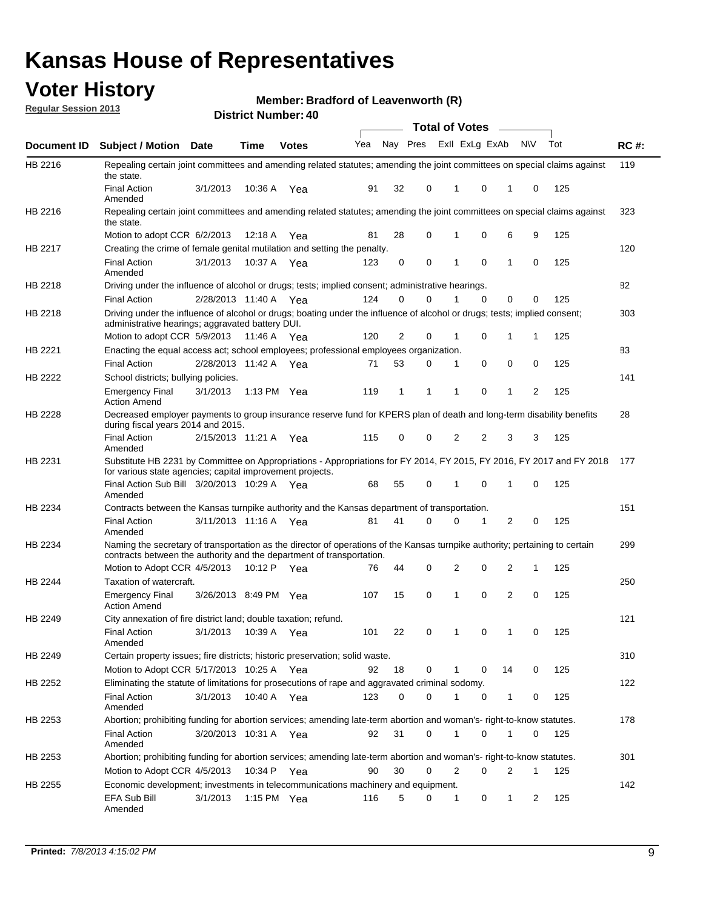# Kansas House of Representatives

## Voter History

**Regular Session 2013**

**Member: Bradford of Leavenworth (R)**

**District Number: 40**

| Document ID | Subject / Motion | Date | Time | Votes | Yea | Nay | Pres | ExII | ExLg | ExAb | N\V | Tot | RC #: |
|---|---|---|---|---|---|---|---|---|---|---|---|---|---|
| HB 2216 | Repealing certain joint committees and amending related statutes; amending the joint committees on special claims against the state. | | | | | | | | | | | | 119 |
| | Final Action Amended | 3/1/2013 | 10:36 A | Yea | 91 | 32 | 0 | 1 | 0 | 1 | 0 | 125 | |
| HB 2216 | Repealing certain joint committees and amending related statutes; amending the joint committees on special claims against the state. | | | | | | | | | | | | 323 |
| | Motion to adopt CCR | 6/2/2013 | 12:18 A | Yea | 81 | 28 | 0 | 1 | 0 | 6 | 9 | 125 | |
| HB 2217 | Creating the crime of female genital mutilation and setting the penalty. | | | | | | | | | | | | 120 |
| | Final Action Amended | 3/1/2013 | 10:37 A | Yea | 123 | 0 | 0 | 1 | 0 | 1 | 0 | 125 | |
| HB 2218 | Driving under the influence of alcohol or drugs; tests; implied consent; administrative hearings. | | | | | | | | | | | | 82 |
| | Final Action | 2/28/2013 | 11:40 A | Yea | 124 | 0 | 0 | 1 | 0 | 0 | 0 | 125 | |
| HB 2218 | Driving under the influence of alcohol or drugs; boating under the influence of alcohol or drugs; tests; implied consent; administrative hearings; aggravated battery DUI. | | | | | | | | | | | | 303 |
| | Motion to adopt CCR | 5/9/2013 | 11:46 A | Yea | 120 | 2 | 0 | 1 | 0 | 1 | 1 | 125 | |
| HB 2221 | Enacting the equal access act; school employees; professional employees organization. | | | | | | | | | | | | 83 |
| | Final Action | 2/28/2013 | 11:42 A | Yea | 71 | 53 | 0 | 1 | 0 | 0 | 0 | 125 | |
| HB 2222 | School districts; bullying policies. | | | | | | | | | | | | 141 |
| | Emergency Final Action Amend | 3/1/2013 | 1:13 PM | Yea | 119 | 1 | 1 | 1 | 0 | 1 | 2 | 125 | |
| HB 2228 | Decreased employer payments to group insurance reserve fund for KPERS plan of death and long-term disability benefits during fiscal years 2014 and 2015. | | | | | | | | | | | | 28 |
| | Final Action Amended | 2/15/2013 | 11:21 A | Yea | 115 | 0 | 0 | 2 | 2 | 3 | 3 | 125 | |
| HB 2231 | Substitute HB 2231 by Committee on Appropriations - Appropriations for FY 2014, FY 2015, FY 2016, FY 2017 and FY 2018 for various state agencies; capital improvement projects. | | | | | | | | | | | | 177 |
| | Final Action Sub Bill Amended | 3/20/2013 | 10:29 A | Yea | 68 | 55 | 0 | 1 | 0 | 1 | 0 | 125 | |
| HB 2234 | Contracts between the Kansas turnpike authority and the Kansas department of transportation. | | | | | | | | | | | | 151 |
| | Final Action Amended | 3/11/2013 | 11:16 A | Yea | 81 | 41 | 0 | 0 | 1 | 2 | 0 | 125 | |
| HB 2234 | Naming the secretary of transportation as the director of operations of the Kansas turnpike authority; pertaining to certain contracts between the authority and the department of transportation. | | | | | | | | | | | | 299 |
| | Motion to Adopt CCR | 4/5/2013 | 10:12 P | Yea | 76 | 44 | 0 | 2 | 0 | 2 | 1 | 125 | |
| HB 2244 | Taxation of watercraft. | | | | | | | | | | | | 250 |
| | Emergency Final Action Amend | 3/26/2013 | 8:49 PM | Yea | 107 | 15 | 0 | 1 | 0 | 2 | 0 | 125 | |
| HB 2249 | City annexation of fire district land; double taxation; refund. | | | | | | | | | | | | 121 |
| | Final Action Amended | 3/1/2013 | 10:39 A | Yea | 101 | 22 | 0 | 1 | 0 | 1 | 0 | 125 | |
| HB 2249 | Certain property issues; fire districts; historic preservation; solid waste. | | | | | | | | | | | | 310 |
| | Motion to Adopt CCR | 5/17/2013 | 10:25 A | Yea | 92 | 18 | 0 | 1 | 0 | 14 | 0 | 125 | |
| HB 2252 | Eliminating the statute of limitations for prosecutions of rape and aggravated criminal sodomy. | | | | | | | | | | | | 122 |
| | Final Action Amended | 3/1/2013 | 10:40 A | Yea | 123 | 0 | 0 | 1 | 0 | 1 | 0 | 125 | |
| HB 2253 | Abortion; prohibiting funding for abortion services; amending late-term abortion and woman's- right-to-know statutes. | | | | | | | | | | | | 178 |
| | Final Action Amended | 3/20/2013 | 10:31 A | Yea | 92 | 31 | 0 | 1 | 0 | 1 | 0 | 125 | |
| HB 2253 | Abortion; prohibiting funding for abortion services; amending late-term abortion and woman's- right-to-know statutes. | | | | | | | | | | | | 301 |
| | Motion to Adopt CCR | 4/5/2013 | 10:34 P | Yea | 90 | 30 | 0 | 2 | 0 | 2 | 1 | 125 | |
| HB 2255 | Economic development; investments in telecommunications machinery and equipment. | | | | | | | | | | | | 142 |
| | EFA Sub Bill Amended | 3/1/2013 | 1:15 PM | Yea | 116 | 5 | 0 | 1 | 0 | 1 | 2 | 125 | |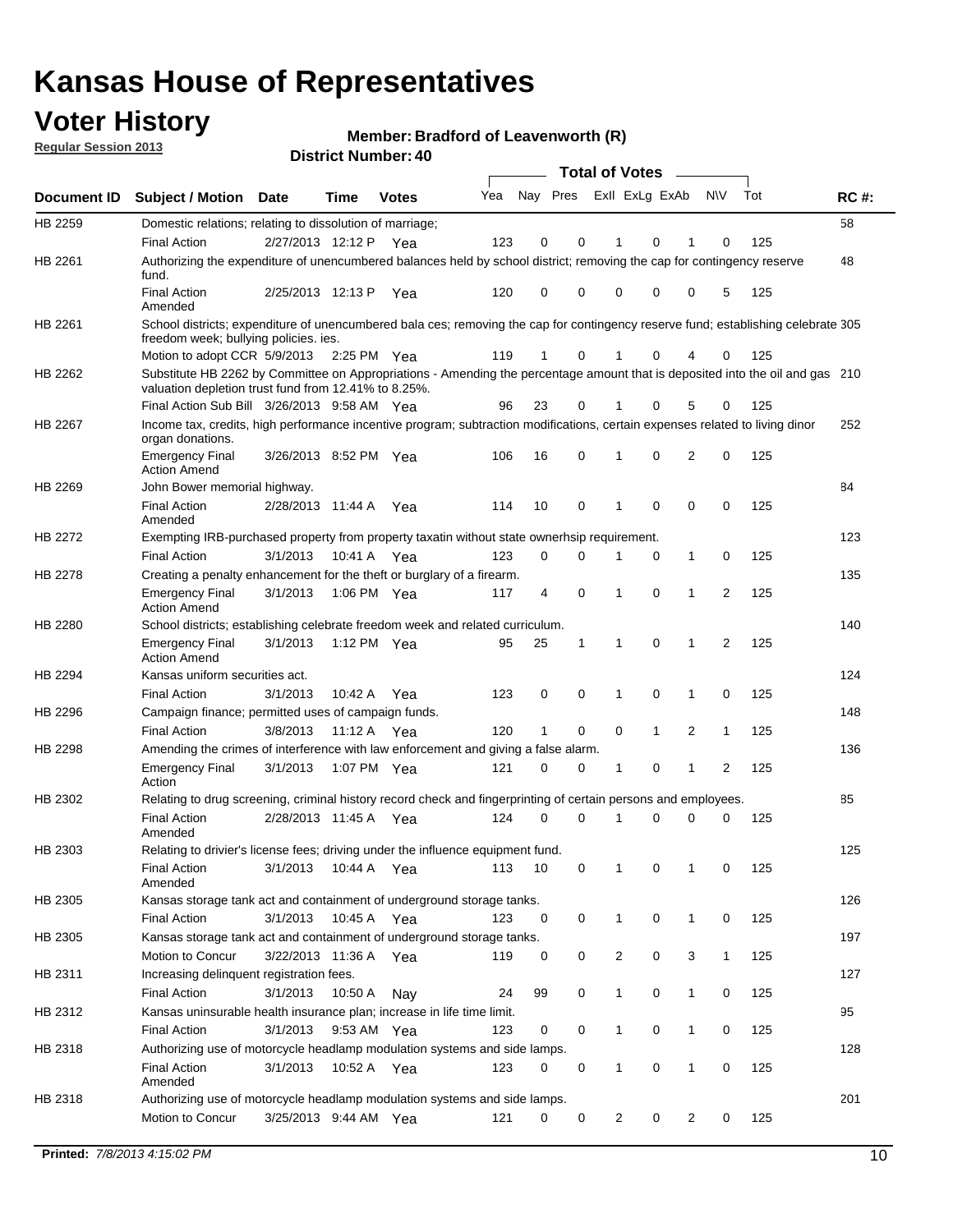# Kansas House of Representatives

## Voter History

**Regular Session 2013**

**Member: Bradford of Leavenworth (R)**

**District Number: 40**

| Document ID | Subject / Motion | Date | Time | Votes | Yea | Nay | Pres | ExII | ExLg | ExAb | N\V | Tot | RC #: |
|---|---|---|---|---|---|---|---|---|---|---|---|---|---|
| HB 2259 | Domestic relations; relating to dissolution of marriage; | | | | | | | | | | | | 58 |
| | Final Action | 2/27/2013 | 12:12 P | Yea | 123 | 0 | 0 | 1 | 0 | 1 | 0 | 125 | |
| HB 2261 | Authorizing the expenditure of unencumbered balances held by school district; removing the cap for contingency reserve fund. | | | | | | | | | | | | 48 |
| | Final Action Amended | 2/25/2013 | 12:13 P | Yea | 120 | 0 | 0 | 0 | 0 | 0 | 5 | 125 | |
| HB 2261 | School districts; expenditure of unencumbered bala ces; removing the cap for contingency reserve fund; establishing celebrate freedom week; bullying policies. ies. | | | | | | | | | | | | 305 |
| | Motion to adopt CCR | 5/9/2013 | 2:25 PM | Yea | 119 | 1 | 0 | 1 | 0 | 4 | 0 | 125 | |
| HB 2262 | Substitute HB 2262 by Committee on Appropriations - Amending the percentage amount that is deposited into the oil and gas valuation depletion trust fund from 12.41% to 8.25%. | | | | | | | | | | | | 210 |
| | Final Action Sub Bill | 3/26/2013 | 9:58 AM | Yea | 96 | 23 | 0 | 1 | 0 | 5 | 0 | 125 | |
| HB 2267 | Income tax, credits, high performance incentive program; subtraction modifications, certain expenses related to living dinor organ donations. | | | | | | | | | | | | 252 |
| | Emergency Final Action Amend | 3/26/2013 | 8:52 PM | Yea | 106 | 16 | 0 | 1 | 0 | 2 | 0 | 125 | |
| HB 2269 | John Bower memorial highway. | | | | | | | | | | | | 84 |
| | Final Action Amended | 2/28/2013 | 11:44 A | Yea | 114 | 10 | 0 | 1 | 0 | 0 | 0 | 125 | |
| HB 2272 | Exempting IRB-purchased property from property taxatin without state ownerhsip requirement. | | | | | | | | | | | | 123 |
| | Final Action | 3/1/2013 | 10:41 A | Yea | 123 | 0 | 0 | 1 | 0 | 1 | 0 | 125 | |
| HB 2278 | Creating a penalty enhancement for the theft or burglary of a firearm. | | | | | | | | | | | | 135 |
| | Emergency Final Action Amend | 3/1/2013 | 1:06 PM | Yea | 117 | 4 | 0 | 1 | 0 | 1 | 2 | 125 | |
| HB 2280 | School districts; establishing celebrate freedom week and related curriculum. | | | | | | | | | | | | 140 |
| | Emergency Final Action Amend | 3/1/2013 | 1:12 PM | Yea | 95 | 25 | 1 | 1 | 0 | 1 | 2 | 125 | |
| HB 2294 | Kansas uniform securities act. | | | | | | | | | | | | 124 |
| | Final Action | 3/1/2013 | 10:42 A | Yea | 123 | 0 | 0 | 1 | 0 | 1 | 0 | 125 | |
| HB 2296 | Campaign finance; permitted uses of campaign funds. | | | | | | | | | | | | 148 |
| | Final Action | 3/8/2013 | 11:12 A | Yea | 120 | 1 | 0 | 0 | 1 | 2 | 1 | 125 | |
| HB 2298 | Amending the crimes of interference with law enforcement and giving a false alarm. | | | | | | | | | | | | 136 |
| | Emergency Final Action | 3/1/2013 | 1:07 PM | Yea | 121 | 0 | 0 | 1 | 0 | 1 | 2 | 125 | |
| HB 2302 | Relating to drug screening, criminal history record check and fingerprinting of certain persons and employees. | | | | | | | | | | | | 85 |
| | Final Action Amended | 2/28/2013 | 11:45 A | Yea | 124 | 0 | 0 | 1 | 0 | 0 | 0 | 125 | |
| HB 2303 | Relating to drivier's license fees; driving under the influence equipment fund. | | | | | | | | | | | | 125 |
| | Final Action Amended | 3/1/2013 | 10:44 A | Yea | 113 | 10 | 0 | 1 | 0 | 1 | 0 | 125 | |
| HB 2305 | Kansas storage tank act and containment of underground storage tanks. | | | | | | | | | | | | 126 |
| | Final Action | 3/1/2013 | 10:45 A | Yea | 123 | 0 | 0 | 1 | 0 | 1 | 0 | 125 | |
| HB 2305 | Kansas storage tank act and containment of underground storage tanks. | | | | | | | | | | | | 197 |
| | Motion to Concur | 3/22/2013 | 11:36 A | Yea | 119 | 0 | 0 | 2 | 0 | 3 | 1 | 125 | |
| HB 2311 | Increasing delinquent registration fees. | | | | | | | | | | | | 127 |
| | Final Action | 3/1/2013 | 10:50 A | Nay | 24 | 99 | 0 | 1 | 0 | 1 | 0 | 125 | |
| HB 2312 | Kansas uninsurable health insurance plan; increase in life time limit. | | | | | | | | | | | | 95 |
| | Final Action | 3/1/2013 | 9:53 AM | Yea | 123 | 0 | 0 | 1 | 0 | 1 | 0 | 125 | |
| HB 2318 | Authorizing use of motorcycle headlamp modulation systems and side lamps. | | | | | | | | | | | | 128 |
| | Final Action Amended | 3/1/2013 | 10:52 A | Yea | 123 | 0 | 0 | 1 | 0 | 1 | 0 | 125 | |
| HB 2318 | Authorizing use of motorcycle headlamp modulation systems and side lamps. | | | | | | | | | | | | 201 |
| | Motion to Concur | 3/25/2013 | 9:44 AM | Yea | 121 | 0 | 0 | 2 | 0 | 2 | 0 | 125 | |

**Printed:** *7/8/2013 4:15:02 PM*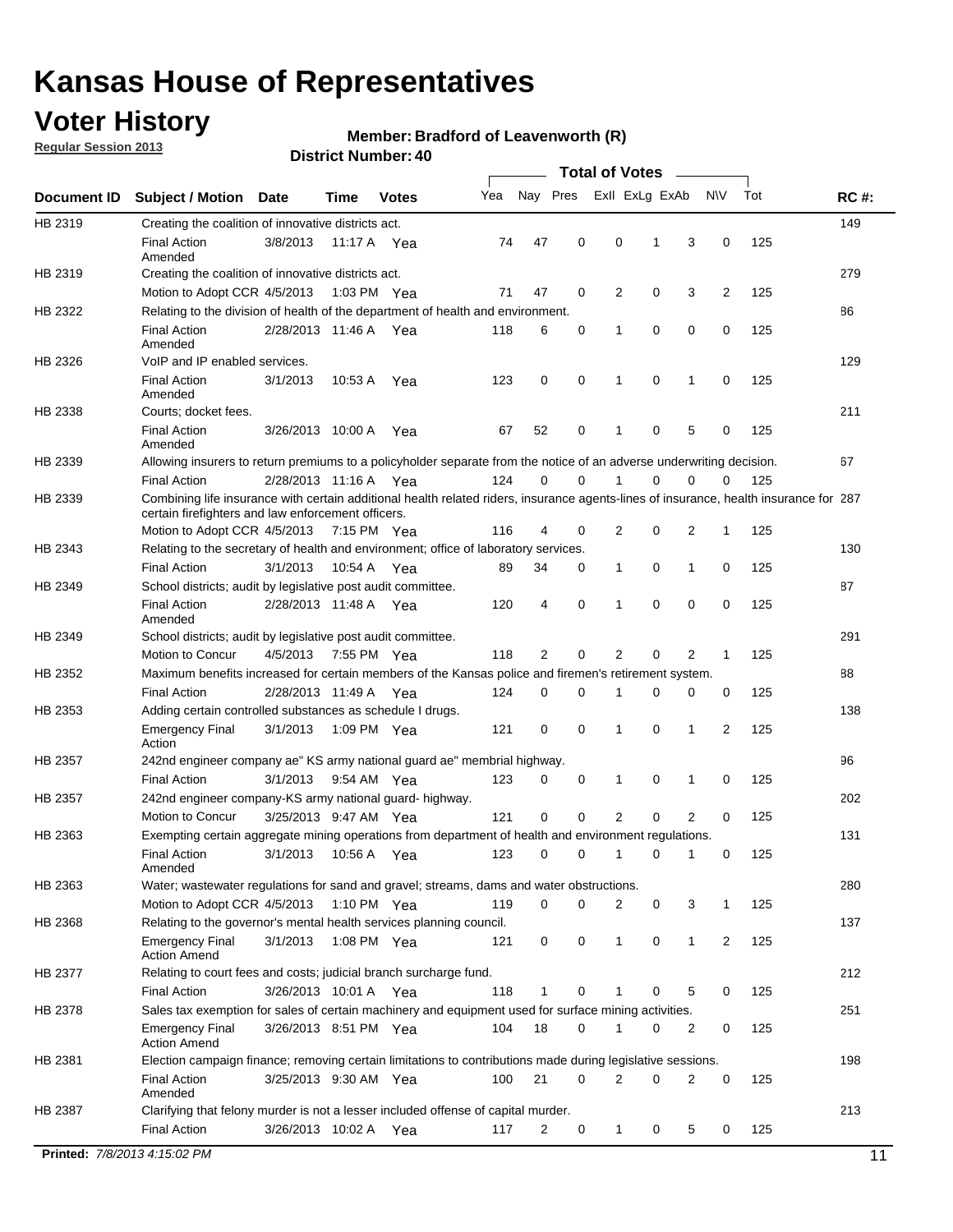# Kansas House of Representatives

## Voter History

**Regular Session 2013**

**Member: Bradford of Leavenworth (R)**

**District Number: 40**

| Document ID | Subject / Motion | Date | Time | Votes | Yea | Nay | Pres | ExII | ExLg | ExAb | N\V | Tot | RC #: |
|---|---|---|---|---|---|---|---|---|---|---|---|---|---|
| HB 2319 | Creating the coalition of innovative districts act. | | | | | | | | | | | | 149 |
| | Final Action Amended | 3/8/2013 | 11:17 A | Yea | 74 | 47 | 0 | 0 | 1 | 3 | 0 | 125 | |
| HB 2319 | Creating the coalition of innovative districts act. | | | | | | | | | | | | 279 |
| | Motion to Adopt CCR | 4/5/2013 | 1:03 PM | Yea | 71 | 47 | 0 | 2 | 0 | 3 | 2 | 125 | |
| HB 2322 | Relating to the division of health of the department of health and environment. | | | | | | | | | | | | 86 |
| | Final Action Amended | 2/28/2013 | 11:46 A | Yea | 118 | 6 | 0 | 1 | 0 | 0 | 0 | 125 | |
| HB 2326 | VoIP and IP enabled services. | | | | | | | | | | | | 129 |
| | Final Action Amended | 3/1/2013 | 10:53 A | Yea | 123 | 0 | 0 | 1 | 0 | 1 | 0 | 125 | |
| HB 2338 | Courts; docket fees. | | | | | | | | | | | | 211 |
| | Final Action Amended | 3/26/2013 | 10:00 A | Yea | 67 | 52 | 0 | 1 | 0 | 5 | 0 | 125 | |
| HB 2339 | Allowing insurers to return premiums to a policyholder separate from the notice of an adverse underwriting decision. | | | | | | | | | | | | 67 |
| | Final Action | 2/28/2013 | 11:16 A | Yea | 124 | 0 | 0 | 1 | 0 | 0 | 0 | 125 | |
| HB 2339 | Combining life insurance with certain additional health related riders, insurance agents-lines of insurance, health insurance for certain firefighters and law enforcement officers. | | | | | | | | | | | | 287 |
| | Motion to Adopt CCR | 4/5/2013 | 7:15 PM | Yea | 116 | 4 | 0 | 2 | 0 | 2 | 1 | 125 | |
| HB 2343 | Relating to the secretary of health and environment; office of laboratory services. | | | | | | | | | | | | 130 |
| | Final Action | 3/1/2013 | 10:54 A | Yea | 89 | 34 | 0 | 1 | 0 | 1 | 0 | 125 | |
| HB 2349 | School districts; audit by legislative post audit committee. | | | | | | | | | | | | 87 |
| | Final Action Amended | 2/28/2013 | 11:48 A | Yea | 120 | 4 | 0 | 1 | 0 | 0 | 0 | 125 | |
| HB 2349 | School districts; audit by legislative post audit committee. | | | | | | | | | | | | 291 |
| | Motion to Concur | 4/5/2013 | 7:55 PM | Yea | 118 | 2 | 0 | 2 | 0 | 2 | 1 | 125 | |
| HB 2352 | Maximum benefits increased for certain members of the Kansas police and firemen's retirement system. | | | | | | | | | | | | 88 |
| | Final Action | 2/28/2013 | 11:49 A | Yea | 124 | 0 | 0 | 1 | 0 | 0 | 0 | 125 | |
| HB 2353 | Adding certain controlled substances as schedule I drugs. | | | | | | | | | | | | 138 |
| | Emergency Final Action | 3/1/2013 | 1:09 PM | Yea | 121 | 0 | 0 | 1 | 0 | 1 | 2 | 125 | |
| HB 2357 | 242nd engineer company ae" KS army national guard ae" membrial highway. | | | | | | | | | | | | 96 |
| | Final Action | 3/1/2013 | 9:54 AM | Yea | 123 | 0 | 0 | 1 | 0 | 1 | 0 | 125 | |
| HB 2357 | 242nd engineer company-KS army national guard- highway. | | | | | | | | | | | | 202 |
| | Motion to Concur | 3/25/2013 | 9:47 AM | Yea | 121 | 0 | 0 | 2 | 0 | 2 | 0 | 125 | |
| HB 2363 | Exempting certain aggregate mining operations from department of health and environment regulations. | | | | | | | | | | | | 131 |
| | Final Action Amended | 3/1/2013 | 10:56 A | Yea | 123 | 0 | 0 | 1 | 0 | 1 | 0 | 125 | |
| HB 2363 | Water; wastewater regulations for sand and gravel; streams, dams and water obstructions. | | | | | | | | | | | | 280 |
| | Motion to Adopt CCR | 4/5/2013 | 1:10 PM | Yea | 119 | 0 | 0 | 2 | 0 | 3 | 1 | 125 | |
| HB 2368 | Relating to the governor's mental health services planning council. | | | | | | | | | | | | 137 |
| | Emergency Final Action Amend | 3/1/2013 | 1:08 PM | Yea | 121 | 0 | 0 | 1 | 0 | 1 | 2 | 125 | |
| HB 2377 | Relating to court fees and costs; judicial branch surcharge fund. | | | | | | | | | | | | 212 |
| | Final Action | 3/26/2013 | 10:01 A | Yea | 118 | 1 | 0 | 1 | 0 | 5 | 0 | 125 | |
| HB 2378 | Sales tax exemption for sales of certain machinery and equipment used for surface mining activities. | | | | | | | | | | | | 251 |
| | Emergency Final Action Amend | 3/26/2013 | 8:51 PM | Yea | 104 | 18 | 0 | 1 | 0 | 2 | 0 | 125 | |
| HB 2381 | Election campaign finance; removing certain limitations to contributions made during legislative sessions. | | | | | | | | | | | | 198 |
| | Final Action Amended | 3/25/2013 | 9:30 AM | Yea | 100 | 21 | 0 | 2 | 0 | 2 | 0 | 125 | |
| HB 2387 | Clarifying that felony murder is not a lesser included offense of capital murder. | | | | | | | | | | | | 213 |
| | Final Action | 3/26/2013 | 10:02 A | Yea | 117 | 2 | 0 | 1 | 0 | 5 | 0 | 125 | |

**Printed:** *7/8/2013 4:15:02 PM*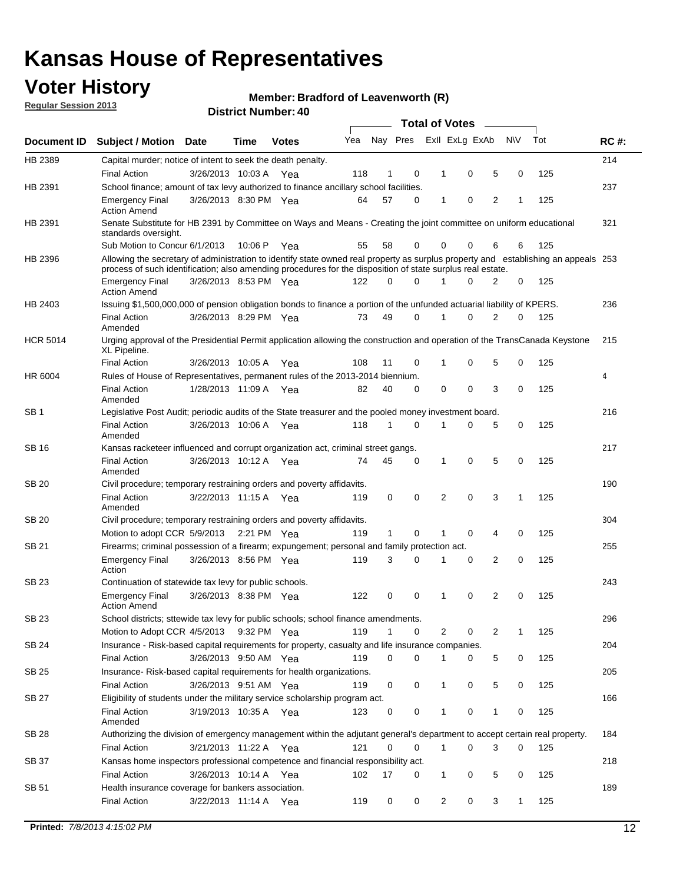# Kansas House of Representatives

## Voter History

**Regular Session 2013**

**Member: Bradford of Leavenworth (R)**

**District Number: 40**

| Document ID | Subject / Motion | Date | Time | Votes | Yea | Nay | Pres | ExII | ExLg | ExAb | N\V | Tot | RC #: |
|---|---|---|---|---|---|---|---|---|---|---|---|---|---|
| HB 2389 | Capital murder; notice of intent to seek the death penalty. | | | | | | | | | | | | 214 |
| | Final Action | 3/26/2013 | 10:03 A | Yea | 118 | 1 | 0 | 1 | 0 | 5 | 0 | 125 | |
| HB 2391 | School finance; amount of tax levy authorized to finance ancillary school facilities. | | | | | | | | | | | | 237 |
| | Emergency Final Action Amend | 3/26/2013 | 8:30 PM | Yea | 64 | 57 | 0 | 1 | 0 | 2 | 1 | 125 | |
| HB 2391 | Senate Substitute for HB 2391 by Committee on Ways and Means - Creating the joint committee on uniform educational standards oversight. | | | | | | | | | | | | 321 |
| | Sub Motion to Concur | 6/1/2013 | 10:06 P | Yea | 55 | 58 | 0 | 0 | 0 | 6 | 6 | 125 | |
| HB 2396 | Allowing the secretary of administration to identify state owned real property as surplus property and establishing an appeals process of such identification; also amending procedures for the disposition of state surplus real estate. | | | | | | | | | | | | 253 |
| | Emergency Final Action Amend | 3/26/2013 | 8:53 PM | Yea | 122 | 0 | 0 | 1 | 0 | 2 | 0 | 125 | |
| HB 2403 | Issuing $1,500,000,000 of pension obligation bonds to finance a portion of the unfunded actuarial liability of KPERS. | | | | | | | | | | | | 236 |
| | Final Action Amended | 3/26/2013 | 8:29 PM | Yea | 73 | 49 | 0 | 1 | 0 | 2 | 0 | 125 | |
| HCR 5014 | Urging approval of the Presidential Permit application allowing the construction and operation of the TransCanada Keystone XL Pipeline. | | | | | | | | | | | | 215 |
| | Final Action | 3/26/2013 | 10:05 A | Yea | 108 | 11 | 0 | 1 | 0 | 5 | 0 | 125 | |
| HR 6004 | Rules of House of Representatives, permanent rules of the 2013-2014 biennium. | | | | | | | | | | | | 4 |
| | Final Action Amended | 1/28/2013 | 11:09 A | Yea | 82 | 40 | 0 | 0 | 0 | 3 | 0 | 125 | |
| SB 1 | Legislative Post Audit; periodic audits of the State treasurer and the pooled money investment board. | | | | | | | | | | | | 216 |
| | Final Action Amended | 3/26/2013 | 10:06 A | Yea | 118 | 1 | 0 | 1 | 0 | 5 | 0 | 125 | |
| SB 16 | Kansas racketeer influenced and corrupt organization act, criminal street gangs. | | | | | | | | | | | | 217 |
| | Final Action Amended | 3/26/2013 | 10:12 A | Yea | 74 | 45 | 0 | 1 | 0 | 5 | 0 | 125 | |
| SB 20 | Civil procedure; temporary restraining orders and poverty affidavits. | | | | | | | | | | | | 190 |
| | Final Action Amended | 3/22/2013 | 11:15 A | Yea | 119 | 0 | 0 | 2 | 0 | 3 | 1 | 125 | |
| SB 20 | Civil procedure; temporary restraining orders and poverty affidavits. | | | | | | | | | | | | 304 |
| | Motion to adopt CCR | 5/9/2013 | 2:21 PM | Yea | 119 | 1 | 0 | 1 | 0 | 4 | 0 | 125 | |
| SB 21 | Firearms; criminal possession of a firearm; expungement; personal and family protection act. | | | | | | | | | | | | 255 |
| | Emergency Final Action | 3/26/2013 | 8:56 PM | Yea | 119 | 3 | 0 | 1 | 0 | 2 | 0 | 125 | |
| SB 23 | Continuation of statewide tax levy for public schools. | | | | | | | | | | | | 243 |
| | Emergency Final Action Amend | 3/26/2013 | 8:38 PM | Yea | 122 | 0 | 0 | 1 | 0 | 2 | 0 | 125 | |
| SB 23 | School districts; sttewide tax levy for public schools; school finance amendments. | | | | | | | | | | | | 296 |
| | Motion to Adopt CCR | 4/5/2013 | 9:32 PM | Yea | 119 | 1 | 0 | 2 | 0 | 2 | 1 | 125 | |
| SB 24 | Insurance - Risk-based capital requirements for property, casualty and life insurance companies. | | | | | | | | | | | | 204 |
| | Final Action | 3/26/2013 | 9:50 AM | Yea | 119 | 0 | 0 | 1 | 0 | 5 | 0 | 125 | |
| SB 25 | Insurance- Risk-based capital requirements for health organizations. | | | | | | | | | | | | 205 |
| | Final Action | 3/26/2013 | 9:51 AM | Yea | 119 | 0 | 0 | 1 | 0 | 5 | 0 | 125 | |
| SB 27 | Eligibility of students under the military service scholarship program act. | | | | | | | | | | | | 166 |
| | Final Action Amended | 3/19/2013 | 10:35 A | Yea | 123 | 0 | 0 | 1 | 0 | 1 | 0 | 125 | |
| SB 28 | Authorizing the division of emergency management within the adjutant general's department to accept certain real property. | | | | | | | | | | | | 184 |
| | Final Action | 3/21/2013 | 11:22 A | Yea | 121 | 0 | 0 | 1 | 0 | 3 | 0 | 125 | |
| SB 37 | Kansas home inspectors professional competence and financial responsibility act. | | | | | | | | | | | | 218 |
| | Final Action | 3/26/2013 | 10:14 A | Yea | 102 | 17 | 0 | 1 | 0 | 5 | 0 | 125 | |
| SB 51 | Health insurance coverage for bankers association. | | | | | | | | | | | | 189 |
| | Final Action | 3/22/2013 | 11:14 A | Yea | 119 | 0 | 0 | 2 | 0 | 3 | 1 | 125 | |

**Printed:** *7/8/2013 4:15:02 PM*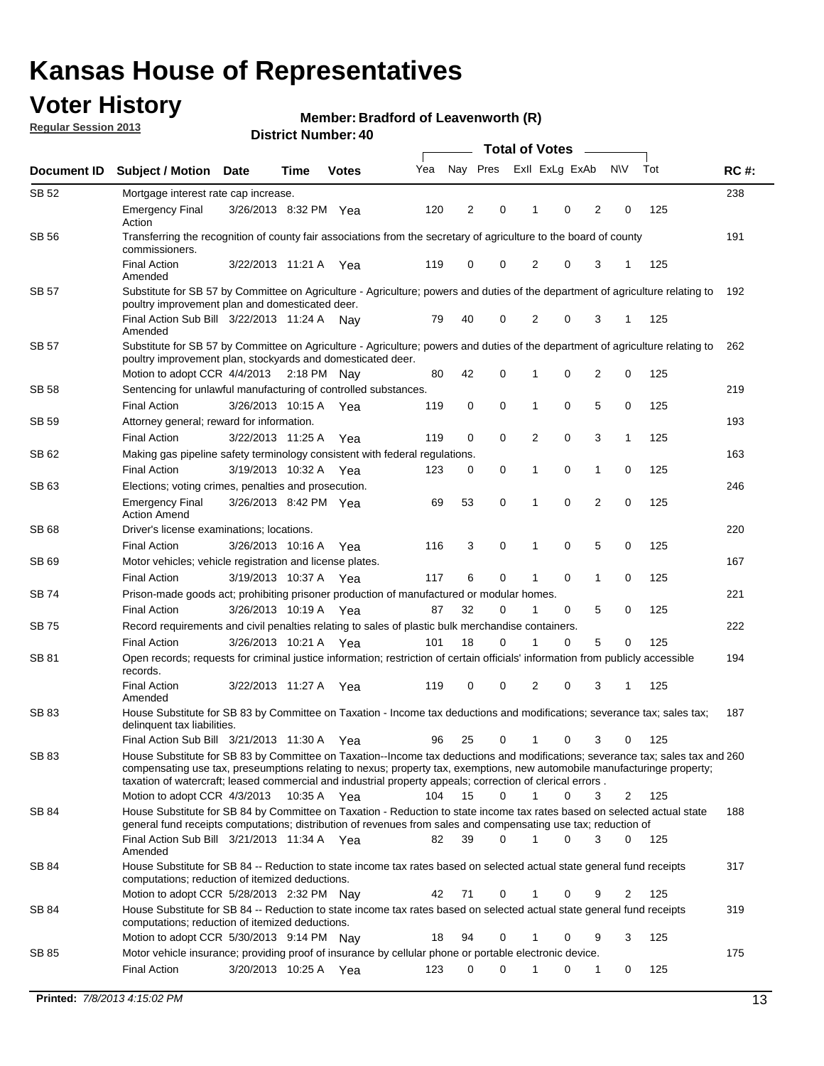# Kansas House of Representatives

## Voter History

**Regular Session 2013**

**Member: Bradford of Leavenworth (R)**

**District Number: 40**

| Document ID | Subject / Motion | Date | Time | Votes | Yea | Nay | Pres | ExII | ExLg | ExAb | N\V | Tot | RC #: |
|---|---|---|---|---|---|---|---|---|---|---|---|---|---|
| SB 52 | Mortgage interest rate cap increase. | | | | | | | | | | | | 238 |
| | Emergency Final Action | 3/26/2013 | 8:32 PM | Yea | 120 | 2 | 0 | 1 | 0 | 2 | 0 | 125 | |
| SB 56 | Transferring the recognition of county fair associations from the secretary of agriculture to the board of county commissioners. | | | | | | | | | | | | 191 |
| | Final Action Amended | 3/22/2013 | 11:21 A | Yea | 119 | 0 | 0 | 2 | 0 | 3 | 1 | 125 | |
| SB 57 | Substitute for SB 57 by Committee on Agriculture - Agriculture; powers and duties of the department of agriculture relating to poultry improvement plan and domesticated deer. | | | | | | | | | | | | 192 |
| | Final Action Sub Bill Amended | 3/22/2013 | 11:24 A | Nay | 79 | 40 | 0 | 2 | 0 | 3 | 1 | 125 | |
| SB 57 | Substitute for SB 57 by Committee on Agriculture - Agriculture; powers and duties of the department of agriculture relating to poultry improvement plan, stockyards and domesticated deer. | | | | | | | | | | | | 262 |
| | Motion to adopt CCR | 4/4/2013 | 2:18 PM | Nay | 80 | 42 | 0 | 1 | 0 | 2 | 0 | 125 | |
| SB 58 | Sentencing for unlawful manufacturing of controlled substances. | | | | | | | | | | | | 219 |
| | Final Action | 3/26/2013 | 10:15 A | Yea | 119 | 0 | 0 | 1 | 0 | 5 | 0 | 125 | |
| SB 59 | Attorney general; reward for information. | | | | | | | | | | | | 193 |
| | Final Action | 3/22/2013 | 11:25 A | Yea | 119 | 0 | 0 | 2 | 0 | 3 | 1 | 125 | |
| SB 62 | Making gas pipeline safety terminology consistent with federal regulations. | | | | | | | | | | | | 163 |
| | Final Action | 3/19/2013 | 10:32 A | Yea | 123 | 0 | 0 | 1 | 0 | 1 | 0 | 125 | |
| SB 63 | Elections; voting crimes, penalties and prosecution. | | | | | | | | | | | | 246 |
| | Emergency Final Action Amend | 3/26/2013 | 8:42 PM | Yea | 69 | 53 | 0 | 1 | 0 | 2 | 0 | 125 | |
| SB 68 | Driver's license examinations; locations. | | | | | | | | | | | | 220 |
| | Final Action | 3/26/2013 | 10:16 A | Yea | 116 | 3 | 0 | 1 | 0 | 5 | 0 | 125 | |
| SB 69 | Motor vehicles; vehicle registration and license plates. | | | | | | | | | | | | 167 |
| | Final Action | 3/19/2013 | 10:37 A | Yea | 117 | 6 | 0 | 1 | 0 | 1 | 0 | 125 | |
| SB 74 | Prison-made goods act; prohibiting prisoner production of manufactured or modular homes. | | | | | | | | | | | | 221 |
| | Final Action | 3/26/2013 | 10:19 A | Yea | 87 | 32 | 0 | 1 | 0 | 5 | 0 | 125 | |
| SB 75 | Record requirements and civil penalties relating to sales of plastic bulk merchandise containers. | | | | | | | | | | | | 222 |
| | Final Action | 3/26/2013 | 10:21 A | Yea | 101 | 18 | 0 | 1 | 0 | 5 | 0 | 125 | |
| SB 81 | Open records; requests for criminal justice information; restriction of certain officials' information from publicly accessible records. | | | | | | | | | | | | 194 |
| | Final Action Amended | 3/22/2013 | 11:27 A | Yea | 119 | 0 | 0 | 2 | 0 | 3 | 1 | 125 | |
| SB 83 | House Substitute for SB 83 by Committee on Taxation - Income tax deductions and modifications; severance tax; sales tax; delinquent tax liabilities. | | | | | | | | | | | | 187 |
| | Final Action Sub Bill | 3/21/2013 | 11:30 A | Yea | 96 | 25 | 0 | 1 | 0 | 3 | 0 | 125 | |
| SB 83 | House Substitute for SB 83 by Committee on Taxation--Income tax deductions and modifications; severance tax; sales tax and compensating use tax, preseumptions relating to nexus; property tax, exemptions, new automobile manufacturinge property; taxation of watercraft; leased commercial and industrial property appeals; correction of clerical errors . | | | | | | | | | | | | 260 |
| | Motion to adopt CCR | 4/3/2013 | 10:35 A | Yea | 104 | 15 | 0 | 1 | 0 | 3 | 2 | 125 | |
| SB 84 | House Substitute for SB 84 by Committee on Taxation - Reduction to state income tax rates based on selected actual state general fund receipts computations; distribution of revenues from sales and compensating use tax; reduction of | | | | | | | | | | | | 188 |
| | Final Action Sub Bill Amended | 3/21/2013 | 11:34 A | Yea | 82 | 39 | 0 | 1 | 0 | 3 | 0 | 125 | |
| SB 84 | House Substitute for SB 84 -- Reduction to state income tax rates based on selected actual state general fund receipts computations; reduction of itemized deductions. | | | | | | | | | | | | 317 |
| | Motion to adopt CCR | 5/28/2013 | 2:32 PM | Nay | 42 | 71 | 0 | 1 | 0 | 9 | 2 | 125 | |
| SB 84 | House Substitute for SB 84 -- Reduction to state income tax rates based on selected actual state general fund receipts computations; reduction of itemized deductions. | | | | | | | | | | | | 319 |
| | Motion to adopt CCR | 5/30/2013 | 9:14 PM | Nay | 18 | 94 | 0 | 1 | 0 | 9 | 3 | 125 | |
| SB 85 | Motor vehicle insurance; providing proof of insurance by cellular phone or portable electronic device. | | | | | | | | | | | | 175 |
| | Final Action | 3/20/2013 | 10:25 A | Yea | 123 | 0 | 0 | 1 | 0 | 1 | 0 | 125 | |

**Printed:** *7/8/2013 4:15:02 PM*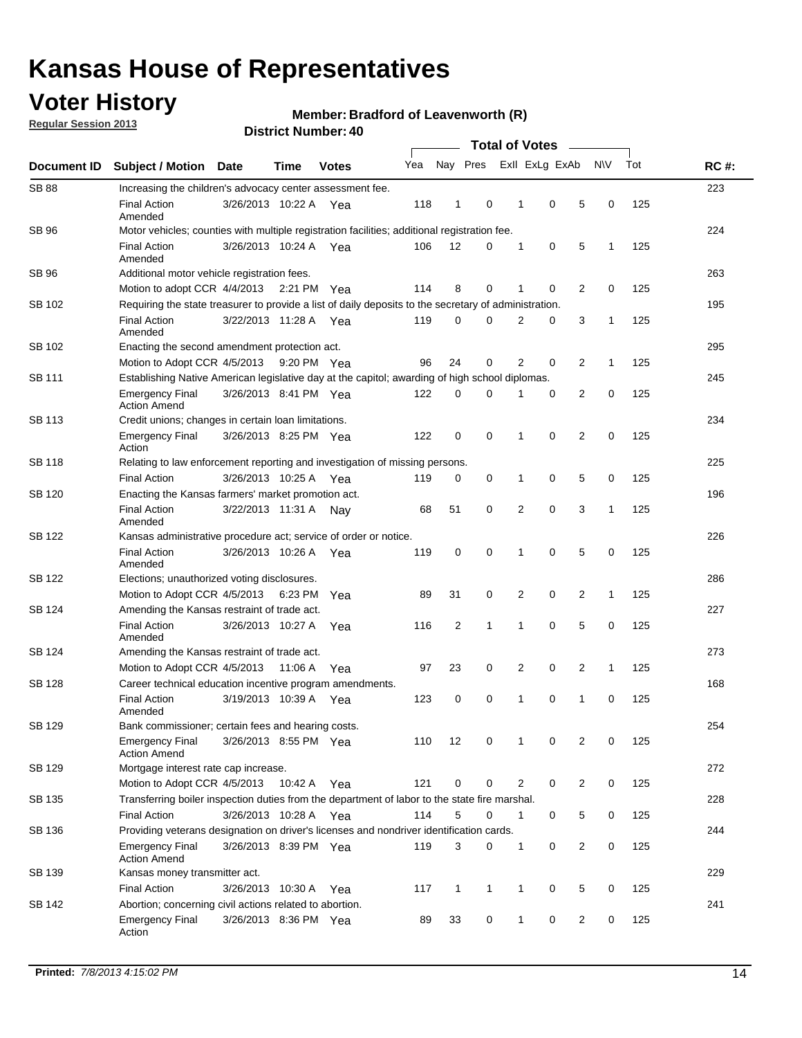# Kansas House of Representatives

## Voter History

**Regular Session 2013**

**Member: Bradford of Leavenworth (R)**

**District Number: 40**

| Document ID | Subject / Motion | Date | Time | Votes | Yea | Nay | Pres | ExII | ExLg | ExAb | N\V | Tot | RC #: |
|---|---|---|---|---|---|---|---|---|---|---|---|---|---|
| SB 88 | Increasing the children's advocacy center assessment fee. | | | | | | | | | | | | 223 |
| | Final Action Amended | 3/26/2013 | 10:22 A | Yea | 118 | 1 | 0 | 1 | 0 | 5 | 0 | 125 | |
| SB 96 | Motor vehicles; counties with multiple registration facilities; additional registration fee. | | | | | | | | | | | | 224 |
| | Final Action Amended | 3/26/2013 | 10:24 A | Yea | 106 | 12 | 0 | 1 | 0 | 5 | 1 | 125 | |
| SB 96 | Additional motor vehicle registration fees. | | | | | | | | | | | | 263 |
| | Motion to adopt CCR | 4/4/2013 | 2:21 PM | Yea | 114 | 8 | 0 | 1 | 0 | 2 | 0 | 125 | |
| SB 102 | Requiring the state treasurer to provide a list of daily deposits to the secretary of administration. | | | | | | | | | | | | 195 |
| | Final Action Amended | 3/22/2013 | 11:28 A | Yea | 119 | 0 | 0 | 2 | 0 | 3 | 1 | 125 | |
| SB 102 | Enacting the second amendment protection act. | | | | | | | | | | | | 295 |
| | Motion to Adopt CCR | 4/5/2013 | 9:20 PM | Yea | 96 | 24 | 0 | 2 | 0 | 2 | 1 | 125 | |
| SB 111 | Establishing Native American legislative day at the capitol; awarding of high school diplomas. | | | | | | | | | | | | 245 |
| | Emergency Final Action Amend | 3/26/2013 | 8:41 PM | Yea | 122 | 0 | 0 | 1 | 0 | 2 | 0 | 125 | |
| SB 113 | Credit unions; changes in certain loan limitations. | | | | | | | | | | | | 234 |
| | Emergency Final Action | 3/26/2013 | 8:25 PM | Yea | 122 | 0 | 0 | 1 | 0 | 2 | 0 | 125 | |
| SB 118 | Relating to law enforcement reporting and investigation of missing persons. | | | | | | | | | | | | 225 |
| | Final Action | 3/26/2013 | 10:25 A | Yea | 119 | 0 | 0 | 1 | 0 | 5 | 0 | 125 | |
| SB 120 | Enacting the Kansas farmers' market promotion act. | | | | | | | | | | | | 196 |
| | Final Action Amended | 3/22/2013 | 11:31 A | Nay | 68 | 51 | 0 | 2 | 0 | 3 | 1 | 125 | |
| SB 122 | Kansas administrative procedure act; service of order or notice. | | | | | | | | | | | | 226 |
| | Final Action Amended | 3/26/2013 | 10:26 A | Yea | 119 | 0 | 0 | 1 | 0 | 5 | 0 | 125 | |
| SB 122 | Elections; unauthorized voting disclosures. | | | | | | | | | | | | 286 |
| | Motion to Adopt CCR | 4/5/2013 | 6:23 PM | Yea | 89 | 31 | 0 | 2 | 0 | 2 | 1 | 125 | |
| SB 124 | Amending the Kansas restraint of trade act. | | | | | | | | | | | | 227 |
| | Final Action Amended | 3/26/2013 | 10:27 A | Yea | 116 | 2 | 1 | 1 | 0 | 5 | 0 | 125 | |
| SB 124 | Amending the Kansas restraint of trade act. | | | | | | | | | | | | 273 |
| | Motion to Adopt CCR | 4/5/2013 | 11:06 A | Yea | 97 | 23 | 0 | 2 | 0 | 2 | 1 | 125 | |
| SB 128 | Career technical education incentive program amendments. | | | | | | | | | | | | 168 |
| | Final Action Amended | 3/19/2013 | 10:39 A | Yea | 123 | 0 | 0 | 1 | 0 | 1 | 0 | 125 | |
| SB 129 | Bank commissioner; certain fees and hearing costs. | | | | | | | | | | | | 254 |
| | Emergency Final Action Amend | 3/26/2013 | 8:55 PM | Yea | 110 | 12 | 0 | 1 | 0 | 2 | 0 | 125 | |
| SB 129 | Mortgage interest rate cap increase. | | | | | | | | | | | | 272 |
| | Motion to Adopt CCR | 4/5/2013 | 10:42 A | Yea | 121 | 0 | 0 | 2 | 0 | 2 | 0 | 125 | |
| SB 135 | Transferring boiler inspection duties from the department of labor to the state fire marshal. | | | | | | | | | | | | 228 |
| | Final Action | 3/26/2013 | 10:28 A | Yea | 114 | 5 | 0 | 1 | 0 | 5 | 0 | 125 | |
| SB 136 | Providing veterans designation on driver's licenses and nondriver identification cards. | | | | | | | | | | | | 244 |
| | Emergency Final Action Amend | 3/26/2013 | 8:39 PM | Yea | 119 | 3 | 0 | 1 | 0 | 2 | 0 | 125 | |
| SB 139 | Kansas money transmitter act. | | | | | | | | | | | | 229 |
| | Final Action | 3/26/2013 | 10:30 A | Yea | 117 | 1 | 1 | 1 | 0 | 5 | 0 | 125 | |
| SB 142 | Abortion; concerning civil actions related to abortion. | | | | | | | | | | | | 241 |
| | Emergency Final Action | 3/26/2013 | 8:36 PM | Yea | 89 | 33 | 0 | 1 | 0 | 2 | 0 | 125 | |

**Printed:** *7/8/2013 4:15:02 PM*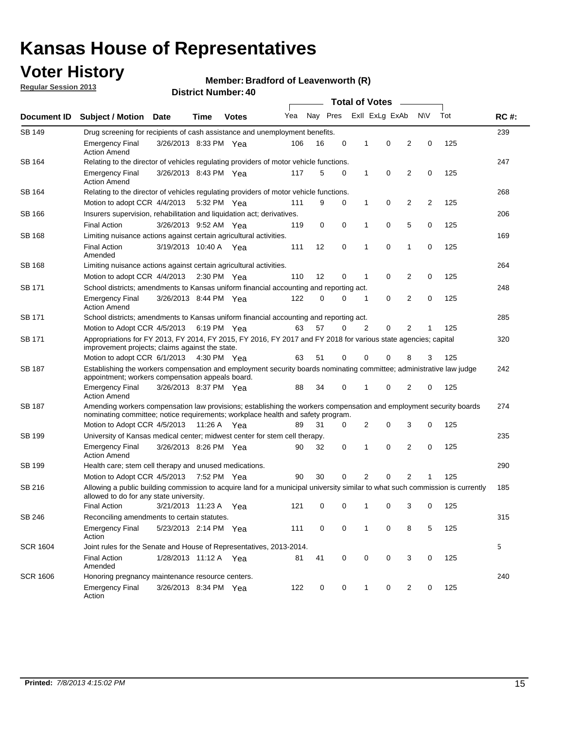# Kansas House of Representatives

## Voter History

**Regular Session 2013**

**Member: Bradford of Leavenworth (R)**

**District Number: 40**

| Document ID | Subject / Motion | Date | Time | Votes | Yea | Nay | Pres | ExII | ExLg | ExAb | N\V | Tot | RC #: |
|---|---|---|---|---|---|---|---|---|---|---|---|---|---|
| SB 149 | Drug screening for recipients of cash assistance and unemployment benefits. | | | | | | | | | | | | 239 |
| | Emergency Final Action Amend | 3/26/2013 | 8:33 PM | Yea | 106 | 16 | 0 | 1 | 0 | 2 | 0 | 125 | |
| SB 164 | Relating to the director of vehicles regulating providers of motor vehicle functions. | | | | | | | | | | | | 247 |
| | Emergency Final Action Amend | 3/26/2013 | 8:43 PM | Yea | 117 | 5 | 0 | 1 | 0 | 2 | 0 | 125 | |
| SB 164 | Relating to the director of vehicles regulating providers of motor vehicle functions. | | | | | | | | | | | | 268 |
| | Motion to adopt CCR | 4/4/2013 | 5:32 PM | Yea | 111 | 9 | 0 | 1 | 0 | 2 | 2 | 125 | |
| SB 166 | Insurers supervision, rehabilitation and liquidation act; derivatives. | | | | | | | | | | | | 206 |
| | Final Action | 3/26/2013 | 9:52 AM | Yea | 119 | 0 | 0 | 1 | 0 | 5 | 0 | 125 | |
| SB 168 | Limiting nuisance actions against certain agricultural activities. | | | | | | | | | | | | 169 |
| | Final Action Amended | 3/19/2013 | 10:40 A | Yea | 111 | 12 | 0 | 1 | 0 | 1 | 0 | 125 | |
| SB 168 | Limiting nuisance actions against certain agricultural activities. | | | | | | | | | | | | 264 |
| | Motion to adopt CCR | 4/4/2013 | 2:30 PM | Yea | 110 | 12 | 0 | 1 | 0 | 2 | 0 | 125 | |
| SB 171 | School districts; amendments to Kansas uniform financial accounting and reporting act. | | | | | | | | | | | | 248 |
| | Emergency Final Action Amend | 3/26/2013 | 8:44 PM | Yea | 122 | 0 | 0 | 1 | 0 | 2 | 0 | 125 | |
| SB 171 | School districts; amendments to Kansas uniform financial accounting and reporting act. | | | | | | | | | | | | 285 |
| | Motion to Adopt CCR | 4/5/2013 | 6:19 PM | Yea | 63 | 57 | 0 | 2 | 0 | 2 | 1 | 125 | |
| SB 171 | Appropriations for FY 2013, FY 2014, FY 2015, FY 2016, FY 2017 and FY 2018 for various state agencies; capital improvement projects; claims against the state. | | | | | | | | | | | | 320 |
| | Motion to adopt CCR | 6/1/2013 | 4:30 PM | Yea | 63 | 51 | 0 | 0 | 0 | 8 | 3 | 125 | |
| SB 187 | Establishing the workers compensation and employment security boards nominating committee; administrative law judge appointment; workers compensation appeals board. | | | | | | | | | | | | 242 |
| | Emergency Final Action Amend | 3/26/2013 | 8:37 PM | Yea | 88 | 34 | 0 | 1 | 0 | 2 | 0 | 125 | |
| SB 187 | Amending workers compensation law provisions; establishing the workers compensation and employment security boards nominating committee; notice requirements; workplace health and safety program. | | | | | | | | | | | | 274 |
| | Motion to Adopt CCR | 4/5/2013 | 11:26 A | Yea | 89 | 31 | 0 | 2 | 0 | 3 | 0 | 125 | |
| SB 199 | University of Kansas medical center; midwest center for stem cell therapy. | | | | | | | | | | | | 235 |
| | Emergency Final Action Amend | 3/26/2013 | 8:26 PM | Yea | 90 | 32 | 0 | 1 | 0 | 2 | 0 | 125 | |
| SB 199 | Health care; stem cell therapy and unused medications. | | | | | | | | | | | | 290 |
| | Motion to Adopt CCR | 4/5/2013 | 7:52 PM | Yea | 90 | 30 | 0 | 2 | 0 | 2 | 1 | 125 | |
| SB 216 | Allowing a public building commission to acquire land for a municipal university similar to what such commission is currently allowed to do for any state university. | | | | | | | | | | | | 185 |
| | Final Action | 3/21/2013 | 11:23 A | Yea | 121 | 0 | 0 | 1 | 0 | 3 | 0 | 125 | |
| SB 246 | Reconciling amendments to certain statutes. | | | | | | | | | | | | 315 |
| | Emergency Final Action | 5/23/2013 | 2:14 PM | Yea | 111 | 0 | 0 | 1 | 0 | 8 | 5 | 125 | |
| SCR 1604 | Joint rules for the Senate and House of Representatives, 2013-2014. | | | | | | | | | | | | 5 |
| | Final Action Amended | 1/28/2013 | 11:12 A | Yea | 81 | 41 | 0 | 0 | 0 | 3 | 0 | 125 | |
| SCR 1606 | Honoring pregnancy maintenance resource centers. | | | | | | | | | | | | 240 |
| | Emergency Final Action | 3/26/2013 | 8:34 PM | Yea | 122 | 0 | 0 | 1 | 0 | 2 | 0 | 125 | |

**Printed:** *7/8/2013 4:15:02 PM*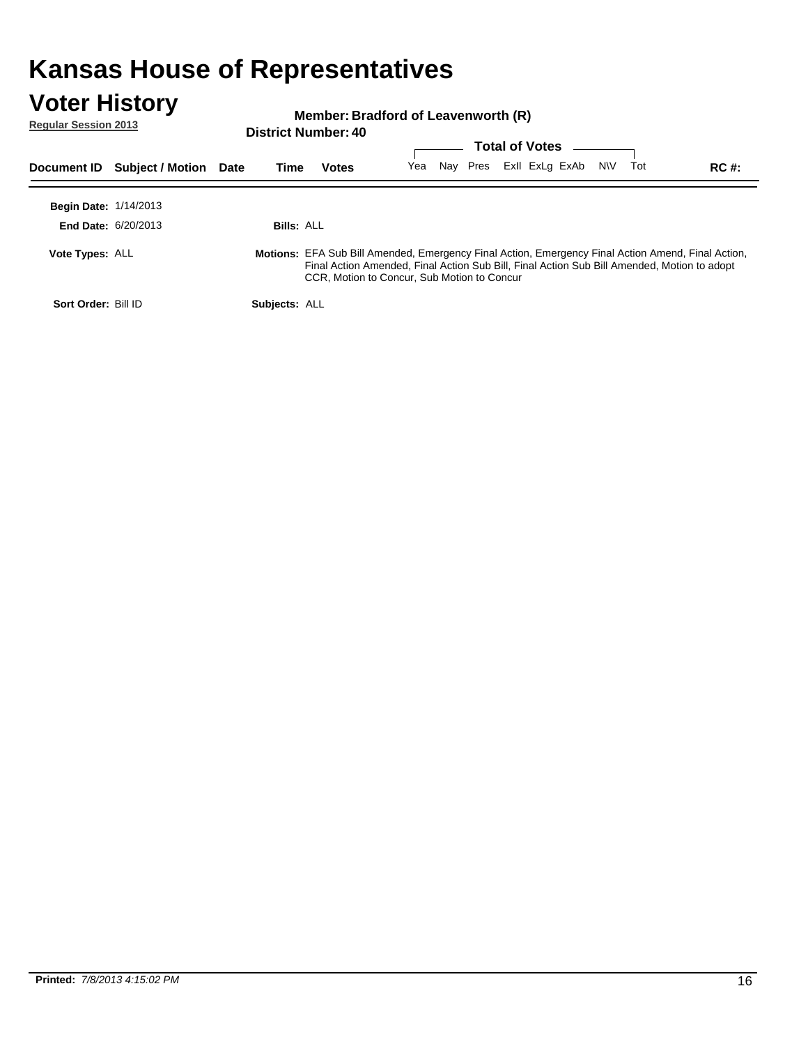# Kansas House of Representatives

## Voter History

**Regular Session 2013**

**Member: Bradford of Leavenworth (R)**

**District Number: 40**

| Document ID | Subject / Motion | Date | Time | Votes | Yea | Nay | Pres | ExII | ExLg | ExAb | N\V | Tot | RC #: |
|---|---|---|---|---|---|---|---|---|---|---|---|---|---|

**Begin Date:** 1/14/2013

**End Date:** 6/20/2013

**Bills:** ALL

**Vote Types:** ALL

**Motions:** EFA Sub Bill Amended, Emergency Final Action, Emergency Final Action Amend, Final Action, Final Action Amended, Final Action Sub Bill, Final Action Sub Bill Amended, Motion to adopt CCR, Motion to Concur, Sub Motion to Concur

**Sort Order:** Bill ID

**Subjects:** ALL

**Printed:** *7/8/2013 4:15:02 PM*